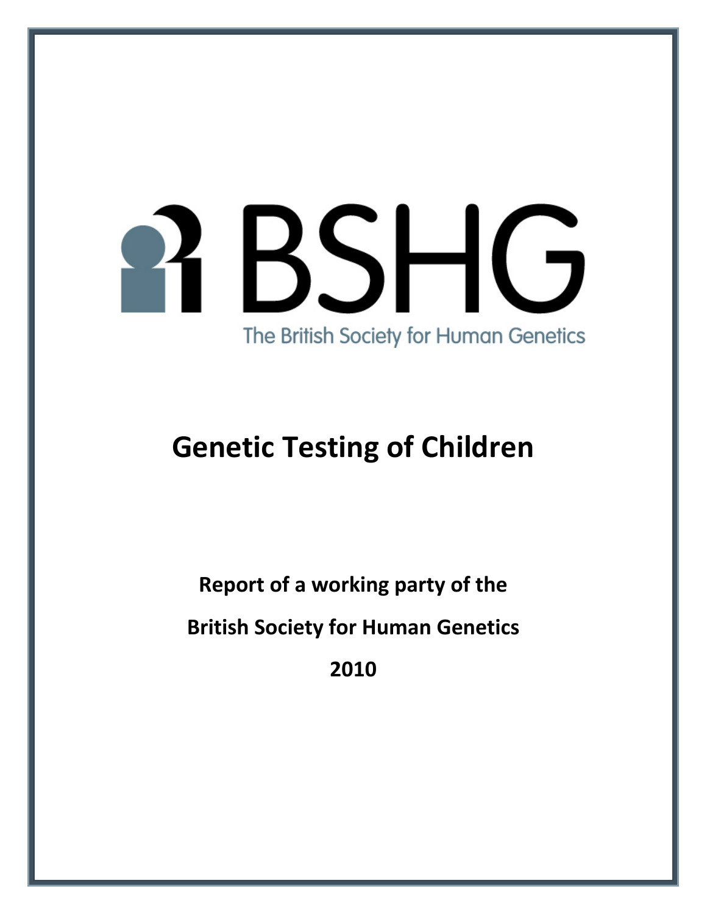BSHG

The British Society for Human Genetics

# Genetic Testing of Children

**Report of a working party of the**

**British Society for Human Genetics**

**2010**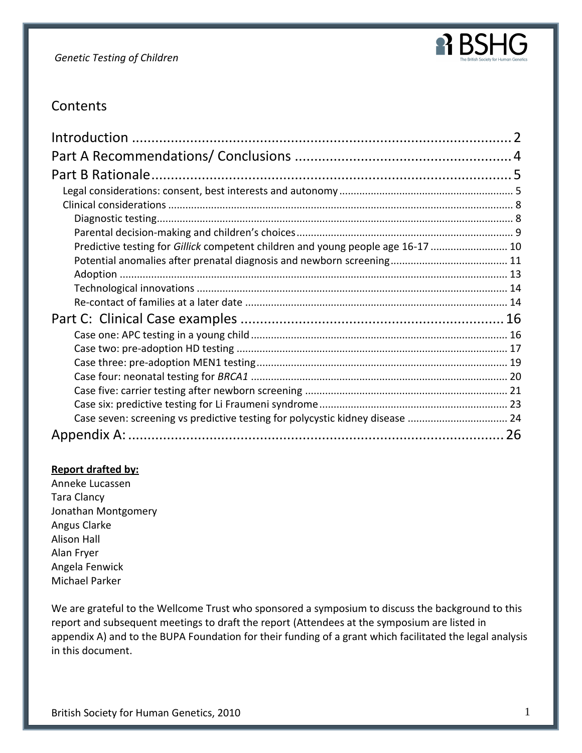## Contents

Introduction ........................................................................................ 2

Part A Recommendations/ Conclusions ........................................................ 4

Part B Rationale ........................................................................................ 5

- Legal considerations: consent, best interests and autonomy ........................................ 5
- Clinical considerations ........................................................................................ 8
  - Diagnostic testing ........................................................................................ 8
  - Parental decision-making and children's choices ........................................ 9
  - Predictive testing for *Gillick* competent children and young people age 16-17 ........ 10
  - Potential anomalies after prenatal diagnosis and newborn screening ........ 11
  - Adoption ........................................................................................ 13
  - Technological innovations ........................................................................ 14
  - Re-contact of families at a later date ........................................................ 14

Part C: Clinical Case examples ........................................................................ 16

- Case one: APC testing in a young child ........................................................ 16
- Case two: pre-adoption HD testing ........................................................ 17
- Case three: pre-adoption MEN1 testing ........................................................ 19
- Case four: neonatal testing for *BRCA1* ........................................................ 20
- Case five: carrier testing after newborn screening ........................................ 21
- Case six: predictive testing for Li Fraumeni syndrome ........................................ 23
- Case seven: screening vs predictive testing for polycystic kidney disease ........ 24

Appendix A: ........................................................................................ 26

**<u>Report drafted by:</u>**

Anneke Lucassen
Tara Clancy
Jonathan Montgomery
Angus Clarke
Alison Hall
Alan Fryer
Angela Fenwick
Michael Parker

We are grateful to the Wellcome Trust who sponsored a symposium to discuss the background to this report and subsequent meetings to draft the report (Attendees at the symposium are listed in appendix A) and to the BUPA Foundation for their funding of a grant which facilitated the legal analysis in this document.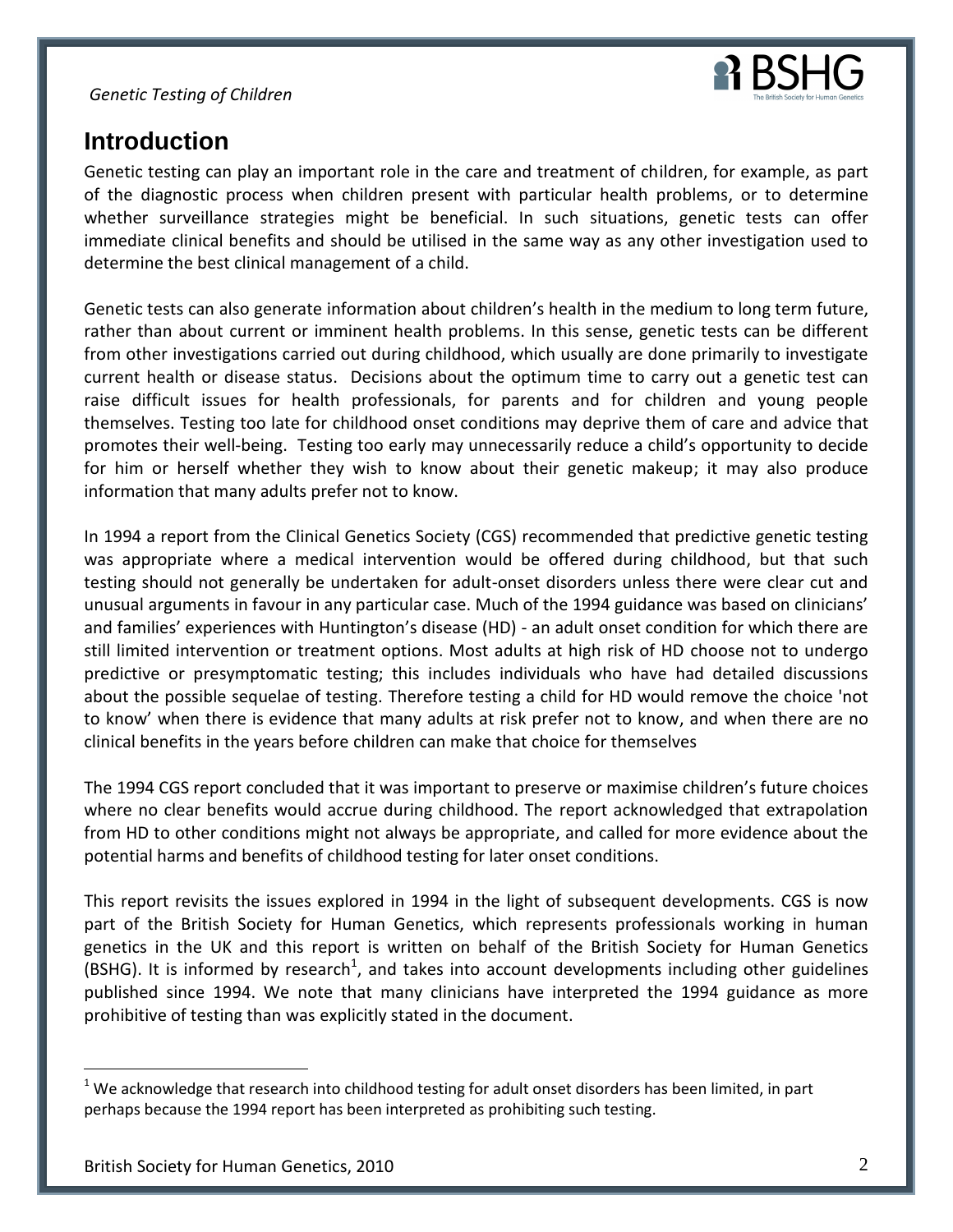# Introduction

Genetic testing can play an important role in the care and treatment of children, for example, as part of the diagnostic process when children present with particular health problems, or to determine whether surveillance strategies might be beneficial. In such situations, genetic tests can offer immediate clinical benefits and should be utilised in the same way as any other investigation used to determine the best clinical management of a child.

Genetic tests can also generate information about children's health in the medium to long term future, rather than about current or imminent health problems. In this sense, genetic tests can be different from other investigations carried out during childhood, which usually are done primarily to investigate current health or disease status. Decisions about the optimum time to carry out a genetic test can raise difficult issues for health professionals, for parents and for children and young people themselves. Testing too late for childhood onset conditions may deprive them of care and advice that promotes their well-being. Testing too early may unnecessarily reduce a child's opportunity to decide for him or herself whether they wish to know about their genetic makeup; it may also produce information that many adults prefer not to know.

In 1994 a report from the Clinical Genetics Society (CGS) recommended that predictive genetic testing was appropriate where a medical intervention would be offered during childhood, but that such testing should not generally be undertaken for adult-onset disorders unless there were clear cut and unusual arguments in favour in any particular case. Much of the 1994 guidance was based on clinicians' and families' experiences with Huntington's disease (HD) - an adult onset condition for which there are still limited intervention or treatment options. Most adults at high risk of HD choose not to undergo predictive or presymptomatic testing; this includes individuals who have had detailed discussions about the possible sequelae of testing. Therefore testing a child for HD would remove the choice 'not to know' when there is evidence that many adults at risk prefer not to know, and when there are no clinical benefits in the years before children can make that choice for themselves

The 1994 CGS report concluded that it was important to preserve or maximise children's future choices where no clear benefits would accrue during childhood. The report acknowledged that extrapolation from HD to other conditions might not always be appropriate, and called for more evidence about the potential harms and benefits of childhood testing for later onset conditions.

This report revisits the issues explored in 1994 in the light of subsequent developments. CGS is now part of the British Society for Human Genetics, which represents professionals working in human genetics in the UK and this report is written on behalf of the British Society for Human Genetics (BSHG). It is informed by research[1], and takes into account developments including other guidelines published since 1994. We note that many clinicians have interpreted the 1994 guidance as more prohibitive of testing than was explicitly stated in the document.

---

[1] We acknowledge that research into childhood testing for adult onset disorders has been limited, in part perhaps because the 1994 report has been interpreted as prohibiting such testing.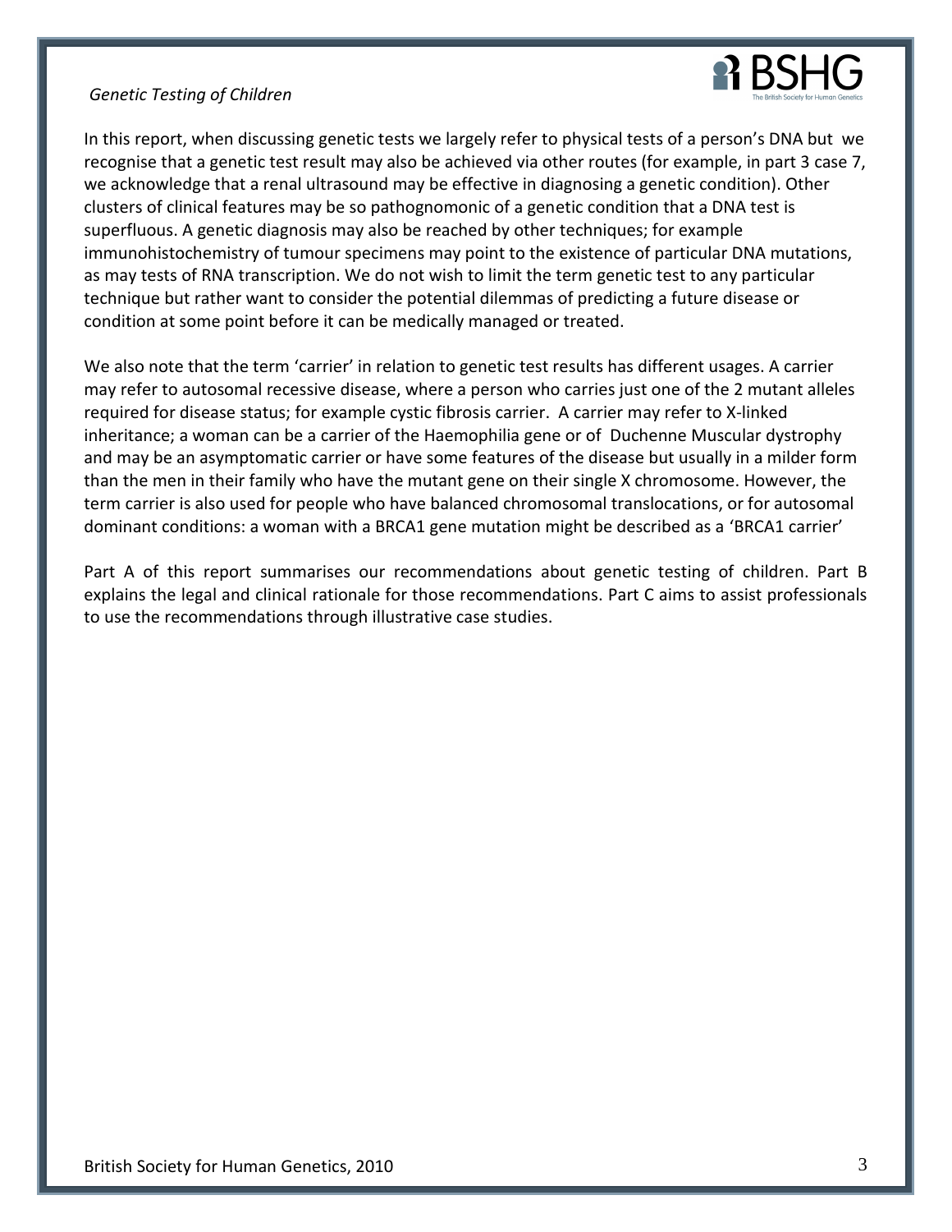In this report, when discussing genetic tests we largely refer to physical tests of a person's DNA but we recognise that a genetic test result may also be achieved via other routes (for example, in part 3 case 7, we acknowledge that a renal ultrasound may be effective in diagnosing a genetic condition). Other clusters of clinical features may be so pathognomonic of a genetic condition that a DNA test is superfluous. A genetic diagnosis may also be reached by other techniques; for example immunohistochemistry of tumour specimens may point to the existence of particular DNA mutations, as may tests of RNA transcription. We do not wish to limit the term genetic test to any particular technique but rather want to consider the potential dilemmas of predicting a future disease or condition at some point before it can be medically managed or treated.

We also note that the term 'carrier' in relation to genetic test results has different usages. A carrier may refer to autosomal recessive disease, where a person who carries just one of the 2 mutant alleles required for disease status; for example cystic fibrosis carrier. A carrier may refer to X-linked inheritance; a woman can be a carrier of the Haemophilia gene or of Duchenne Muscular dystrophy and may be an asymptomatic carrier or have some features of the disease but usually in a milder form than the men in their family who have the mutant gene on their single X chromosome. However, the term carrier is also used for people who have balanced chromosomal translocations, or for autosomal dominant conditions: a woman with a BRCA1 gene mutation might be described as a 'BRCA1 carrier'

Part A of this report summarises our recommendations about genetic testing of children. Part B explains the legal and clinical rationale for those recommendations. Part C aims to assist professionals to use the recommendations through illustrative case studies.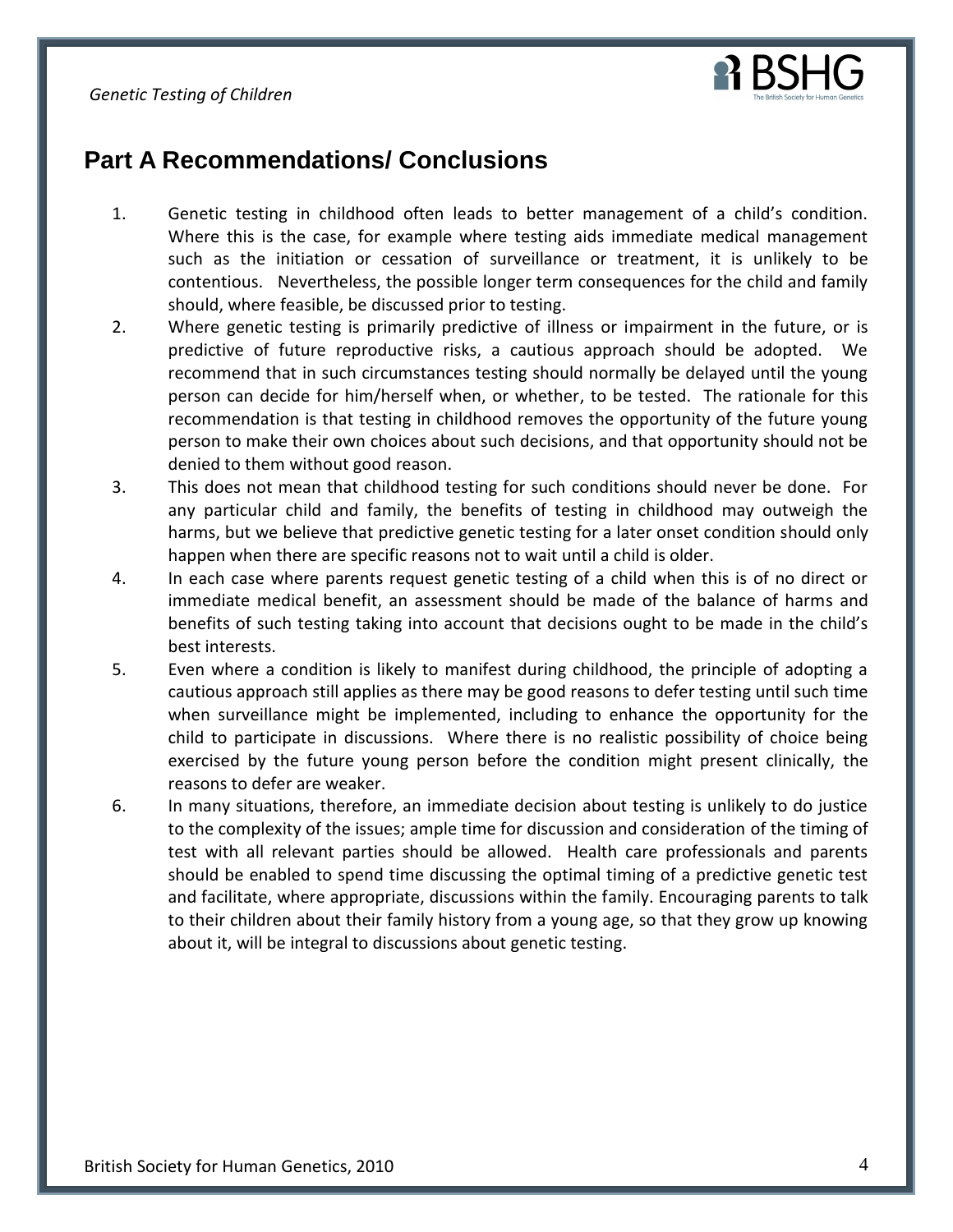## Part A Recommendations/ Conclusions

1. Genetic testing in childhood often leads to better management of a child's condition. Where this is the case, for example where testing aids immediate medical management such as the initiation or cessation of surveillance or treatment, it is unlikely to be contentious. Nevertheless, the possible longer term consequences for the child and family should, where feasible, be discussed prior to testing.
2. Where genetic testing is primarily predictive of illness or impairment in the future, or is predictive of future reproductive risks, a cautious approach should be adopted. We recommend that in such circumstances testing should normally be delayed until the young person can decide for him/herself when, or whether, to be tested. The rationale for this recommendation is that testing in childhood removes the opportunity of the future young person to make their own choices about such decisions, and that opportunity should not be denied to them without good reason.
3. This does not mean that childhood testing for such conditions should never be done. For any particular child and family, the benefits of testing in childhood may outweigh the harms, but we believe that predictive genetic testing for a later onset condition should only happen when there are specific reasons not to wait until a child is older.
4. In each case where parents request genetic testing of a child when this is of no direct or immediate medical benefit, an assessment should be made of the balance of harms and benefits of such testing taking into account that decisions ought to be made in the child's best interests.
5. Even where a condition is likely to manifest during childhood, the principle of adopting a cautious approach still applies as there may be good reasons to defer testing until such time when surveillance might be implemented, including to enhance the opportunity for the child to participate in discussions. Where there is no realistic possibility of choice being exercised by the future young person before the condition might present clinically, the reasons to defer are weaker.
6. In many situations, therefore, an immediate decision about testing is unlikely to do justice to the complexity of the issues; ample time for discussion and consideration of the timing of test with all relevant parties should be allowed. Health care professionals and parents should be enabled to spend time discussing the optimal timing of a predictive genetic test and facilitate, where appropriate, discussions within the family. Encouraging parents to talk to their children about their family history from a young age, so that they grow up knowing about it, will be integral to discussions about genetic testing.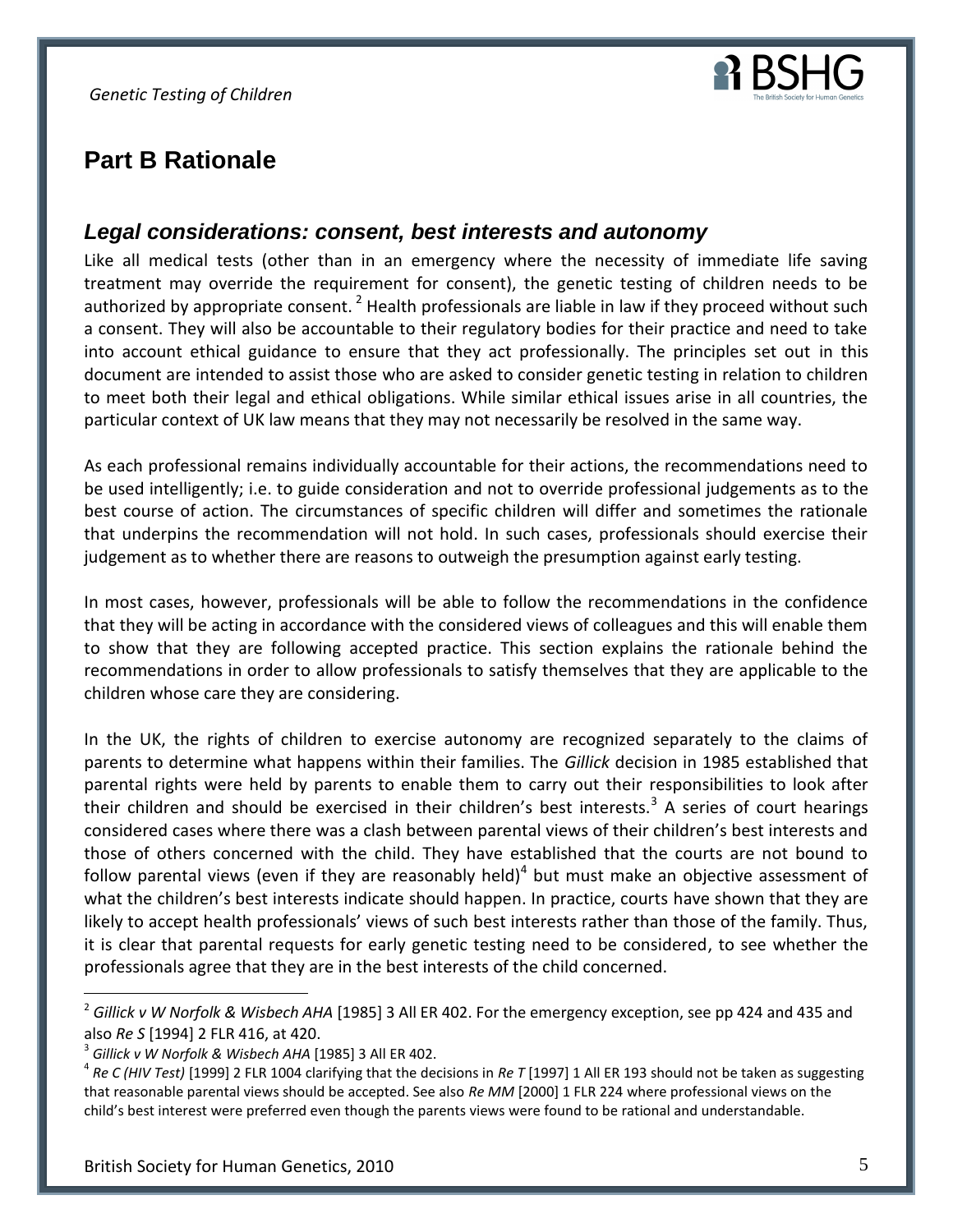## Part B Rationale

### *Legal considerations: consent, best interests and autonomy*

Like all medical tests (other than in an emergency where the necessity of immediate life saving treatment may override the requirement for consent), the genetic testing of children needs to be authorized by appropriate consent. [2] Health professionals are liable in law if they proceed without such a consent. They will also be accountable to their regulatory bodies for their practice and need to take into account ethical guidance to ensure that they act professionally. The principles set out in this document are intended to assist those who are asked to consider genetic testing in relation to children to meet both their legal and ethical obligations. While similar ethical issues arise in all countries, the particular context of UK law means that they may not necessarily be resolved in the same way.

As each professional remains individually accountable for their actions, the recommendations need to be used intelligently; i.e. to guide consideration and not to override professional judgements as to the best course of action. The circumstances of specific children will differ and sometimes the rationale that underpins the recommendation will not hold. In such cases, professionals should exercise their judgement as to whether there are reasons to outweigh the presumption against early testing.

In most cases, however, professionals will be able to follow the recommendations in the confidence that they will be acting in accordance with the considered views of colleagues and this will enable them to show that they are following accepted practice. This section explains the rationale behind the recommendations in order to allow professionals to satisfy themselves that they are applicable to the children whose care they are considering.

In the UK, the rights of children to exercise autonomy are recognized separately to the claims of parents to determine what happens within their families. The *Gillick* decision in 1985 established that parental rights were held by parents to enable them to carry out their responsibilities to look after their children and should be exercised in their children's best interests.[3] A series of court hearings considered cases where there was a clash between parental views of their children's best interests and those of others concerned with the child. They have established that the courts are not bound to follow parental views (even if they are reasonably held)[4] but must make an objective assessment of what the children's best interests indicate should happen. In practice, courts have shown that they are likely to accept health professionals' views of such best interests rather than those of the family. Thus, it is clear that parental requests for early genetic testing need to be considered, to see whether the professionals agree that they are in the best interests of the child concerned.

---

[2] *Gillick v W Norfolk & Wisbech AHA* [1985] 3 All ER 402. For the emergency exception, see pp 424 and 435 and also *Re S* [1994] 2 FLR 416, at 420.

[3] *Gillick v W Norfolk & Wisbech AHA* [1985] 3 All ER 402.

[4] *Re C (HIV Test)* [1999] 2 FLR 1004 clarifying that the decisions in *Re T* [1997] 1 All ER 193 should not be taken as suggesting that reasonable parental views should be accepted. See also *Re MM* [2000] 1 FLR 224 where professional views on the child's best interest were preferred even though the parents views were found to be rational and understandable.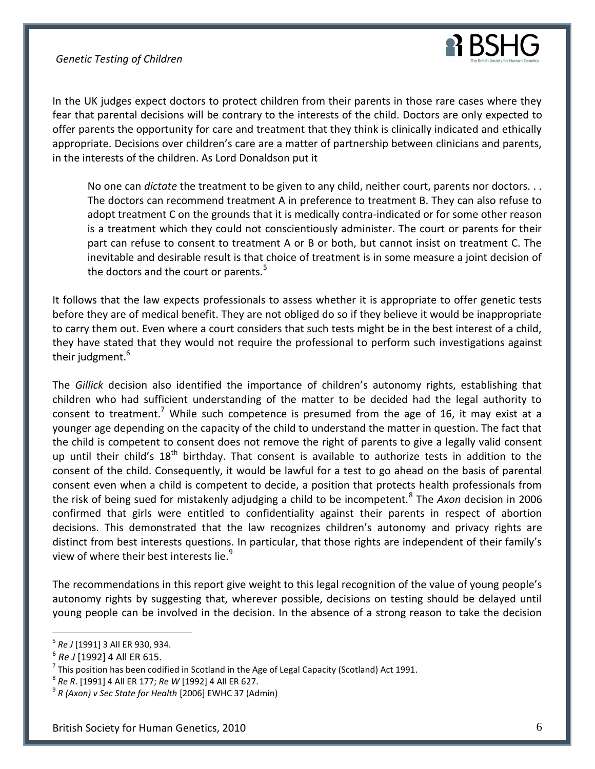In the UK judges expect doctors to protect children from their parents in those rare cases where they fear that parental decisions will be contrary to the interests of the child. Doctors are only expected to offer parents the opportunity for care and treatment that they think is clinically indicated and ethically appropriate. Decisions over children's care are a matter of partnership between clinicians and parents, in the interests of the children. As Lord Donaldson put it

> No one can *dictate* the treatment to be given to any child, neither court, parents nor doctors. . . The doctors can recommend treatment A in preference to treatment B. They can also refuse to adopt treatment C on the grounds that it is medically contra-indicated or for some other reason is a treatment which they could not conscientiously administer. The court or parents for their part can refuse to consent to treatment A or B or both, but cannot insist on treatment C. The inevitable and desirable result is that choice of treatment is in some measure a joint decision of the doctors and the court or parents.[5]

It follows that the law expects professionals to assess whether it is appropriate to offer genetic tests before they are of medical benefit. They are not obliged do so if they believe it would be inappropriate to carry them out. Even where a court considers that such tests might be in the best interest of a child, they have stated that they would not require the professional to perform such investigations against their judgment.[6]

The *Gillick* decision also identified the importance of children's autonomy rights, establishing that children who had sufficient understanding of the matter to be decided had the legal authority to consent to treatment.[7] While such competence is presumed from the age of 16, it may exist at a younger age depending on the capacity of the child to understand the matter in question. The fact that the child is competent to consent does not remove the right of parents to give a legally valid consent up until their child's 18th birthday. That consent is available to authorize tests in addition to the consent of the child. Consequently, it would be lawful for a test to go ahead on the basis of parental consent even when a child is competent to decide, a position that protects health professionals from the risk of being sued for mistakenly adjudging a child to be incompetent.[8] The *Axon* decision in 2006 confirmed that girls were entitled to confidentiality against their parents in respect of abortion decisions. This demonstrated that the law recognizes children's autonomy and privacy rights are distinct from best interests questions. In particular, that those rights are independent of their family's view of where their best interests lie.[9]

The recommendations in this report give weight to this legal recognition of the value of young people's autonomy rights by suggesting that, wherever possible, decisions on testing should be delayed until young people can be involved in the decision. In the absence of a strong reason to take the decision

---

[5] *Re J* [1991] 3 All ER 930, 934.

[6] *Re J* [1992] 4 All ER 615.

[7] This position has been codified in Scotland in the Age of Legal Capacity (Scotland) Act 1991.

[8] *Re R*. [1991] 4 All ER 177; *Re W* [1992] 4 All ER 627.

[9] *R (Axon) v Sec State for Health* [2006] EWHC 37 (Admin)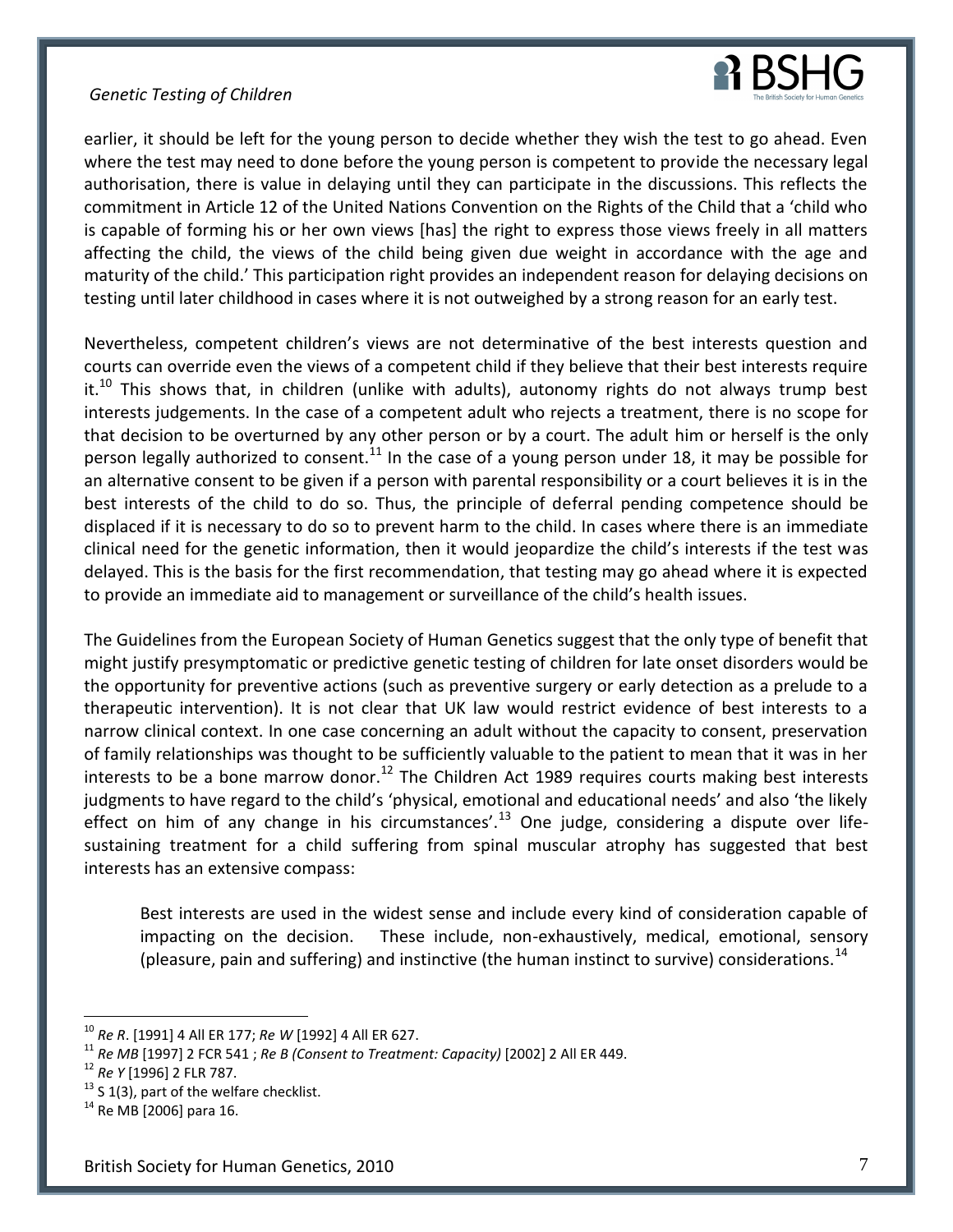earlier, it should be left for the young person to decide whether they wish the test to go ahead. Even where the test may need to done before the young person is competent to provide the necessary legal authorisation, there is value in delaying until they can participate in the discussions. This reflects the commitment in Article 12 of the United Nations Convention on the Rights of the Child that a 'child who is capable of forming his or her own views [has] the right to express those views freely in all matters affecting the child, the views of the child being given due weight in accordance with the age and maturity of the child.' This participation right provides an independent reason for delaying decisions on testing until later childhood in cases where it is not outweighed by a strong reason for an early test.

Nevertheless, competent children's views are not determinative of the best interests question and courts can override even the views of a competent child if they believe that their best interests require it.[10] This shows that, in children (unlike with adults), autonomy rights do not always trump best interests judgements. In the case of a competent adult who rejects a treatment, there is no scope for that decision to be overturned by any other person or by a court. The adult him or herself is the only person legally authorized to consent.[11] In the case of a young person under 18, it may be possible for an alternative consent to be given if a person with parental responsibility or a court believes it is in the best interests of the child to do so. Thus, the principle of deferral pending competence should be displaced if it is necessary to do so to prevent harm to the child. In cases where there is an immediate clinical need for the genetic information, then it would jeopardize the child's interests if the test was delayed. This is the basis for the first recommendation, that testing may go ahead where it is expected to provide an immediate aid to management or surveillance of the child's health issues.

The Guidelines from the European Society of Human Genetics suggest that the only type of benefit that might justify presymptomatic or predictive genetic testing of children for late onset disorders would be the opportunity for preventive actions (such as preventive surgery or early detection as a prelude to a therapeutic intervention). It is not clear that UK law would restrict evidence of best interests to a narrow clinical context. In one case concerning an adult without the capacity to consent, preservation of family relationships was thought to be sufficiently valuable to the patient to mean that it was in her interests to be a bone marrow donor.[12] The Children Act 1989 requires courts making best interests judgments to have regard to the child's 'physical, emotional and educational needs' and also 'the likely effect on him of any change in his circumstances'.[13] One judge, considering a dispute over life-sustaining treatment for a child suffering from spinal muscular atrophy has suggested that best interests has an extensive compass:

> Best interests are used in the widest sense and include every kind of consideration capable of impacting on the decision. These include, non-exhaustively, medical, emotional, sensory (pleasure, pain and suffering) and instinctive (the human instinct to survive) considerations.[14]

---

[10] *Re R*. [1991] 4 All ER 177; *Re W* [1992] 4 All ER 627.

[11] *Re MB* [1997] 2 FCR 541 ; *Re B (Consent to Treatment: Capacity)* [2002] 2 All ER 449.

[12] *Re Y* [1996] 2 FLR 787.

[13] S 1(3), part of the welfare checklist.

[14] Re MB [2006] para 16.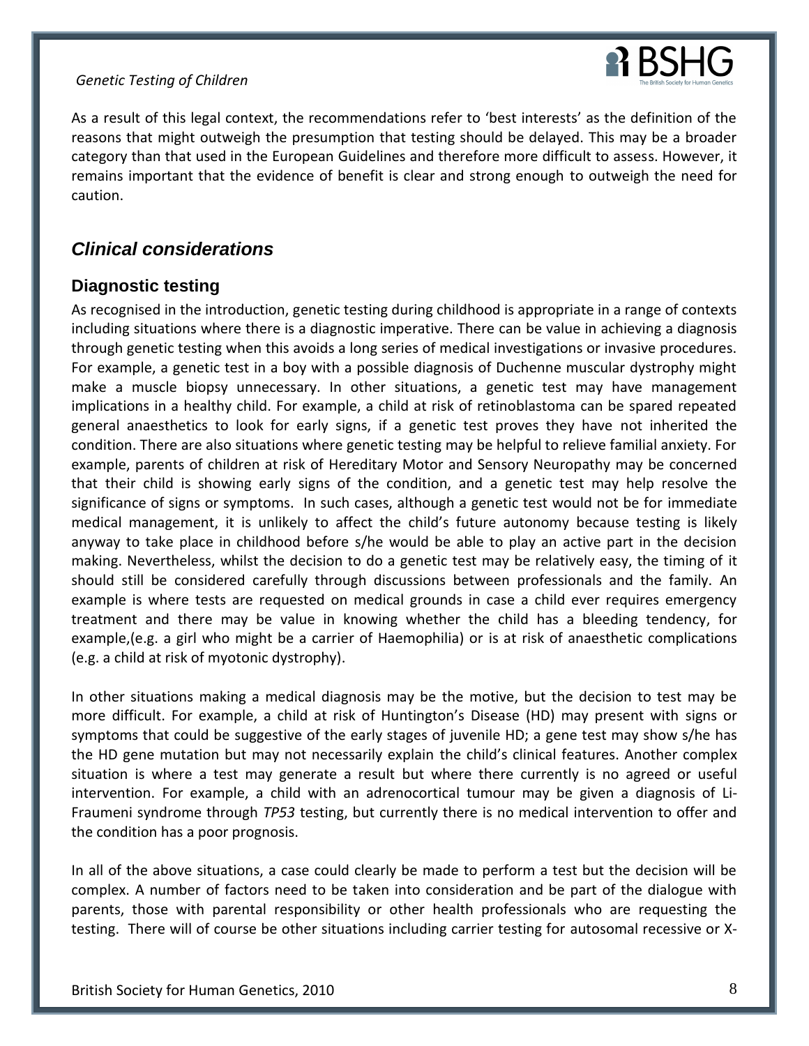As a result of this legal context, the recommendations refer to 'best interests' as the definition of the reasons that might outweigh the presumption that testing should be delayed. This may be a broader category than that used in the European Guidelines and therefore more difficult to assess. However, it remains important that the evidence of benefit is clear and strong enough to outweigh the need for caution.

## *Clinical considerations*

### Diagnostic testing

As recognised in the introduction, genetic testing during childhood is appropriate in a range of contexts including situations where there is a diagnostic imperative. There can be value in achieving a diagnosis through genetic testing when this avoids a long series of medical investigations or invasive procedures. For example, a genetic test in a boy with a possible diagnosis of Duchenne muscular dystrophy might make a muscle biopsy unnecessary. In other situations, a genetic test may have management implications in a healthy child. For example, a child at risk of retinoblastoma can be spared repeated general anaesthetics to look for early signs, if a genetic test proves they have not inherited the condition. There are also situations where genetic testing may be helpful to relieve familial anxiety. For example, parents of children at risk of Hereditary Motor and Sensory Neuropathy may be concerned that their child is showing early signs of the condition, and a genetic test may help resolve the significance of signs or symptoms. In such cases, although a genetic test would not be for immediate medical management, it is unlikely to affect the child's future autonomy because testing is likely anyway to take place in childhood before s/he would be able to play an active part in the decision making. Nevertheless, whilst the decision to do a genetic test may be relatively easy, the timing of it should still be considered carefully through discussions between professionals and the family. An example is where tests are requested on medical grounds in case a child ever requires emergency treatment and there may be value in knowing whether the child has a bleeding tendency, for example,(e.g. a girl who might be a carrier of Haemophilia) or is at risk of anaesthetic complications (e.g. a child at risk of myotonic dystrophy).

In other situations making a medical diagnosis may be the motive, but the decision to test may be more difficult. For example, a child at risk of Huntington's Disease (HD) may present with signs or symptoms that could be suggestive of the early stages of juvenile HD; a gene test may show s/he has the HD gene mutation but may not necessarily explain the child's clinical features. Another complex situation is where a test may generate a result but where there currently is no agreed or useful intervention. For example, a child with an adrenocortical tumour may be given a diagnosis of Li-Fraumeni syndrome through *TP53* testing, but currently there is no medical intervention to offer and the condition has a poor prognosis.

In all of the above situations, a case could clearly be made to perform a test but the decision will be complex. A number of factors need to be taken into consideration and be part of the dialogue with parents, those with parental responsibility or other health professionals who are requesting the testing. There will of course be other situations including carrier testing for autosomal recessive or X-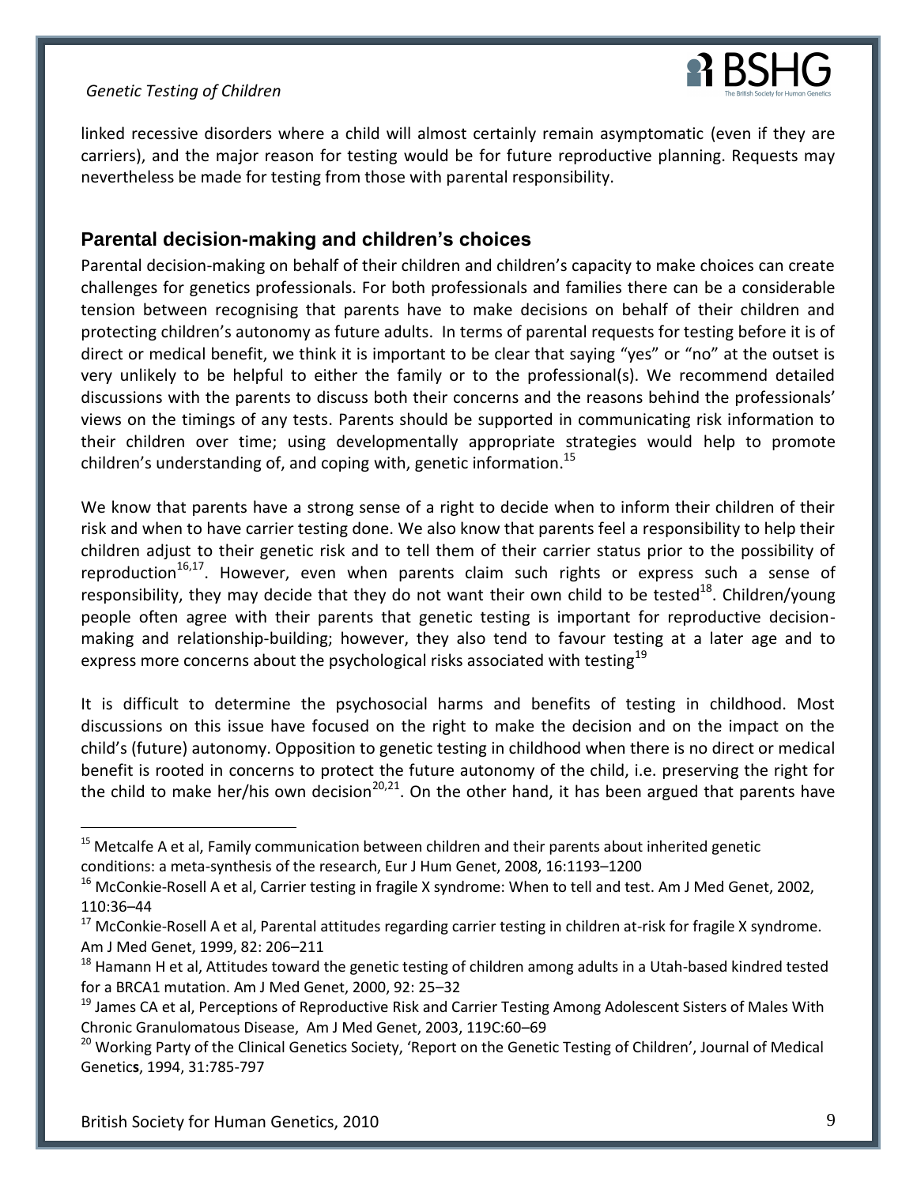linked recessive disorders where a child will almost certainly remain asymptomatic (even if they are carriers), and the major reason for testing would be for future reproductive planning. Requests may nevertheless be made for testing from those with parental responsibility.

## Parental decision-making and children's choices

Parental decision-making on behalf of their children and children's capacity to make choices can create challenges for genetics professionals. For both professionals and families there can be a considerable tension between recognising that parents have to make decisions on behalf of their children and protecting children's autonomy as future adults. In terms of parental requests for testing before it is of direct or medical benefit, we think it is important to be clear that saying "yes" or "no" at the outset is very unlikely to be helpful to either the family or to the professional(s). We recommend detailed discussions with the parents to discuss both their concerns and the reasons behind the professionals' views on the timings of any tests. Parents should be supported in communicating risk information to their children over time; using developmentally appropriate strategies would help to promote children's understanding of, and coping with, genetic information.[15]

We know that parents have a strong sense of a right to decide when to inform their children of their risk and when to have carrier testing done. We also know that parents feel a responsibility to help their children adjust to their genetic risk and to tell them of their carrier status prior to the possibility of reproduction[16,17]. However, even when parents claim such rights or express such a sense of responsibility, they may decide that they do not want their own child to be tested[18]. Children/young people often agree with their parents that genetic testing is important for reproductive decision-making and relationship-building; however, they also tend to favour testing at a later age and to express more concerns about the psychological risks associated with testing[19]

It is difficult to determine the psychosocial harms and benefits of testing in childhood. Most discussions on this issue have focused on the right to make the decision and on the impact on the child's (future) autonomy. Opposition to genetic testing in childhood when there is no direct or medical benefit is rooted in concerns to protect the future autonomy of the child, i.e. preserving the right for the child to make her/his own decision[20,21]. On the other hand, it has been argued that parents have

---

[15] Metcalfe A et al, Family communication between children and their parents about inherited genetic conditions: a meta-synthesis of the research, Eur J Hum Genet, 2008, 16:1193–1200

[16] McConkie-Rosell A et al, Carrier testing in fragile X syndrome: When to tell and test. Am J Med Genet, 2002, 110:36–44

[17] McConkie-Rosell A et al, Parental attitudes regarding carrier testing in children at-risk for fragile X syndrome. Am J Med Genet, 1999, 82: 206–211

[18] Hamann H et al, Attitudes toward the genetic testing of children among adults in a Utah-based kindred tested for a BRCA1 mutation. Am J Med Genet, 2000, 92: 25–32

[19] James CA et al, Perceptions of Reproductive Risk and Carrier Testing Among Adolescent Sisters of Males With Chronic Granulomatous Disease, Am J Med Genet, 2003, 119C:60–69

[20] Working Party of the Clinical Genetics Society, 'Report on the Genetic Testing of Children', Journal of Medical Genetics, 1994, 31:785-797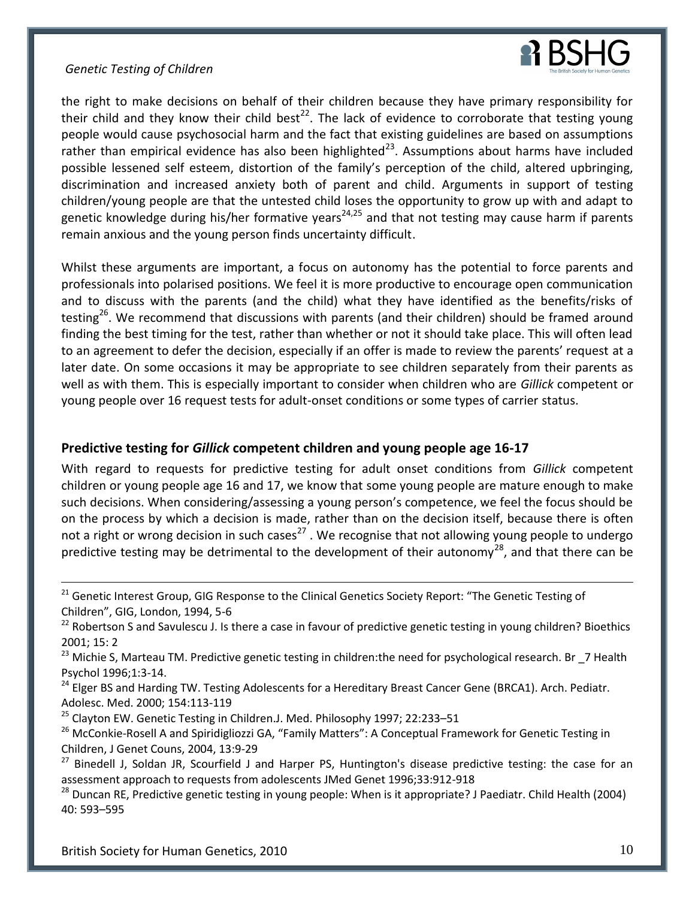the right to make decisions on behalf of their children because they have primary responsibility for their child and they know their child best[22]. The lack of evidence to corroborate that testing young people would cause psychosocial harm and the fact that existing guidelines are based on assumptions rather than empirical evidence has also been highlighted[23]. Assumptions about harms have included possible lessened self esteem, distortion of the family's perception of the child, altered upbringing, discrimination and increased anxiety both of parent and child. Arguments in support of testing children/young people are that the untested child loses the opportunity to grow up with and adapt to genetic knowledge during his/her formative years[24,25] and that not testing may cause harm if parents remain anxious and the young person finds uncertainty difficult.

Whilst these arguments are important, a focus on autonomy has the potential to force parents and professionals into polarised positions. We feel it is more productive to encourage open communication and to discuss with the parents (and the child) what they have identified as the benefits/risks of testing[26]. We recommend that discussions with parents (and their children) should be framed around finding the best timing for the test, rather than whether or not it should take place. This will often lead to an agreement to defer the decision, especially if an offer is made to review the parents' request at a later date. On some occasions it may be appropriate to see children separately from their parents as well as with them. This is especially important to consider when children who are *Gillick* competent or young people over 16 request tests for adult-onset conditions or some types of carrier status.

## Predictive testing for *Gillick* competent children and young people age 16-17

With regard to requests for predictive testing for adult onset conditions from *Gillick* competent children or young people age 16 and 17, we know that some young people are mature enough to make such decisions. When considering/assessing a young person's competence, we feel the focus should be on the process by which a decision is made, rather than on the decision itself, because there is often not a right or wrong decision in such cases[27]. We recognise that not allowing young people to undergo predictive testing may be detrimental to the development of their autonomy[28], and that there can be

---

[21] Genetic Interest Group, GIG Response to the Clinical Genetics Society Report: "The Genetic Testing of Children", GIG, London, 1994, 5-6

[22] Robertson S and Savulescu J. Is there a case in favour of predictive genetic testing in young children? Bioethics 2001; 15: 2

[23] Michie S, Marteau TM. Predictive genetic testing in children:the need for psychological research. Br _7 Health Psychol 1996;1:3-14.

[24] Elger BS and Harding TW. Testing Adolescents for a Hereditary Breast Cancer Gene (BRCA1). Arch. Pediatr. Adolesc. Med. 2000; 154:113-119

[25] Clayton EW. Genetic Testing in Children.J. Med. Philosophy 1997; 22:233–51

[26] McConkie-Rosell A and Spiridigliozzi GA, "Family Matters": A Conceptual Framework for Genetic Testing in Children, J Genet Couns, 2004, 13:9-29

[27] Binedell J, Soldan JR, Scourfield J and Harper PS, Huntington's disease predictive testing: the case for an assessment approach to requests from adolescents JMed Genet 1996;33:912-918

[28] Duncan RE, Predictive genetic testing in young people: When is it appropriate? J Paediatr. Child Health (2004) 40: 593–595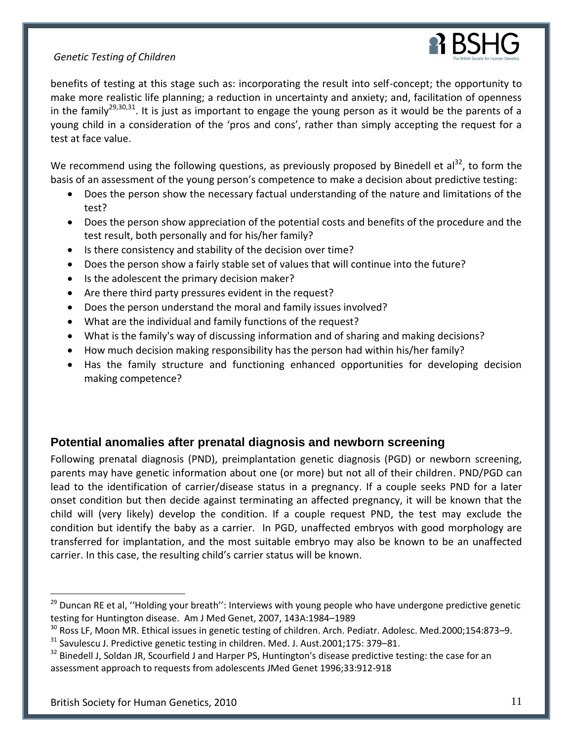benefits of testing at this stage such as: incorporating the result into self-concept; the opportunity to make more realistic life planning; a reduction in uncertainty and anxiety; and, facilitation of openness in the family[29,30,31]. It is just as important to engage the young person as it would be the parents of a young child in a consideration of the 'pros and cons', rather than simply accepting the request for a test at face value.

We recommend using the following questions, as previously proposed by Binedell et al[32], to form the basis of an assessment of the young person's competence to make a decision about predictive testing:

- Does the person show the necessary factual understanding of the nature and limitations of the test?
- Does the person show appreciation of the potential costs and benefits of the procedure and the test result, both personally and for his/her family?
- Is there consistency and stability of the decision over time?
- Does the person show a fairly stable set of values that will continue into the future?
- Is the adolescent the primary decision maker?
- Are there third party pressures evident in the request?
- Does the person understand the moral and family issues involved?
- What are the individual and family functions of the request?
- What is the family's way of discussing information and of sharing and making decisions?
- How much decision making responsibility has the person had within his/her family?
- Has the family structure and functioning enhanced opportunities for developing decision making competence?

## Potential anomalies after prenatal diagnosis and newborn screening

Following prenatal diagnosis (PND), preimplantation genetic diagnosis (PGD) or newborn screening, parents may have genetic information about one (or more) but not all of their children. PND/PGD can lead to the identification of carrier/disease status in a pregnancy. If a couple seeks PND for a later onset condition but then decide against terminating an affected pregnancy, it will be known that the child will (very likely) develop the condition. If a couple request PND, the test may exclude the condition but identify the baby as a carrier. In PGD, unaffected embryos with good morphology are transferred for implantation, and the most suitable embryo may also be known to be an unaffected carrier. In this case, the resulting child's carrier status will be known.

---

[29] Duncan RE et al, ''Holding your breath'': Interviews with young people who have undergone predictive genetic testing for Huntington disease. Am J Med Genet, 2007, 143A:1984–1989

[30] Ross LF, Moon MR. Ethical issues in genetic testing of children. Arch. Pediatr. Adolesc. Med.2000;154:873–9.

[31] Savulescu J. Predictive genetic testing in children. Med. J. Aust.2001;175: 379–81.

[32] Binedell J, Soldan JR, Scourfield J and Harper PS, Huntington's disease predictive testing: the case for an assessment approach to requests from adolescents JMed Genet 1996;33:912-918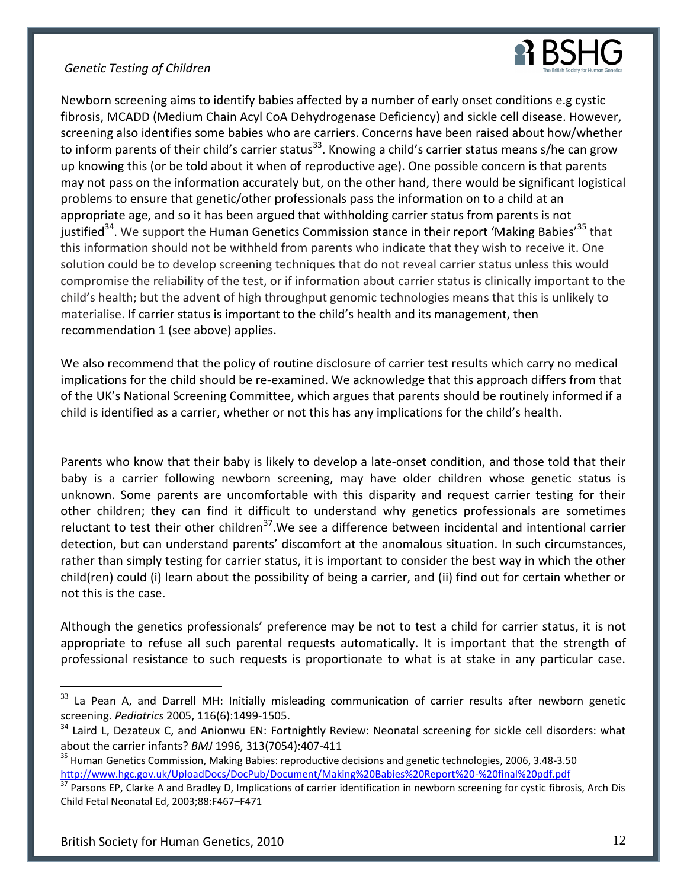Newborn screening aims to identify babies affected by a number of early onset conditions e.g cystic fibrosis, MCADD (Medium Chain Acyl CoA Dehydrogenase Deficiency) and sickle cell disease. However, screening also identifies some babies who are carriers. Concerns have been raised about how/whether to inform parents of their child's carrier status[33]. Knowing a child's carrier status means s/he can grow up knowing this (or be told about it when of reproductive age). One possible concern is that parents may not pass on the information accurately but, on the other hand, there would be significant logistical problems to ensure that genetic/other professionals pass the information on to a child at an appropriate age, and so it has been argued that withholding carrier status from parents is not justified[34]. We support the Human Genetics Commission stance in their report 'Making Babies'[35] that this information should not be withheld from parents who indicate that they wish to receive it. One solution could be to develop screening techniques that do not reveal carrier status unless this would compromise the reliability of the test, or if information about carrier status is clinically important to the child's health; but the advent of high throughput genomic technologies means that this is unlikely to materialise. If carrier status is important to the child's health and its management, then recommendation 1 (see above) applies.

We also recommend that the policy of routine disclosure of carrier test results which carry no medical implications for the child should be re-examined. We acknowledge that this approach differs from that of the UK's National Screening Committee, which argues that parents should be routinely informed if a child is identified as a carrier, whether or not this has any implications for the child's health.

Parents who know that their baby is likely to develop a late-onset condition, and those told that their baby is a carrier following newborn screening, may have older children whose genetic status is unknown. Some parents are uncomfortable with this disparity and request carrier testing for their other children; they can find it difficult to understand why genetics professionals are sometimes reluctant to test their other children[37].We see a difference between incidental and intentional carrier detection, but can understand parents' discomfort at the anomalous situation. In such circumstances, rather than simply testing for carrier status, it is important to consider the best way in which the other child(ren) could (i) learn about the possibility of being a carrier, and (ii) find out for certain whether or not this is the case.

Although the genetics professionals' preference may be not to test a child for carrier status, it is not appropriate to refuse all such parental requests automatically. It is important that the strength of professional resistance to such requests is proportionate to what is at stake in any particular case.

---

[33] La Pean A, and Darrell MH: Initially misleading communication of carrier results after newborn genetic screening. *Pediatrics* 2005, 116(6):1499-1505.

[34] Laird L, Dezateux C, and Anionwu EN: Fortnightly Review: Neonatal screening for sickle cell disorders: what about the carrier infants? *BMJ* 1996, 313(7054):407-411

[35] Human Genetics Commission, Making Babies: reproductive decisions and genetic technologies, 2006, 3.48-3.50 http://www.hgc.gov.uk/UploadDocs/DocPub/Document/Making%20Babies%20Report%20-%20final%20pdf.pdf

[37] Parsons EP, Clarke A and Bradley D, Implications of carrier identification in newborn screening for cystic fibrosis, Arch Dis Child Fetal Neonatal Ed, 2003;88:F467–F471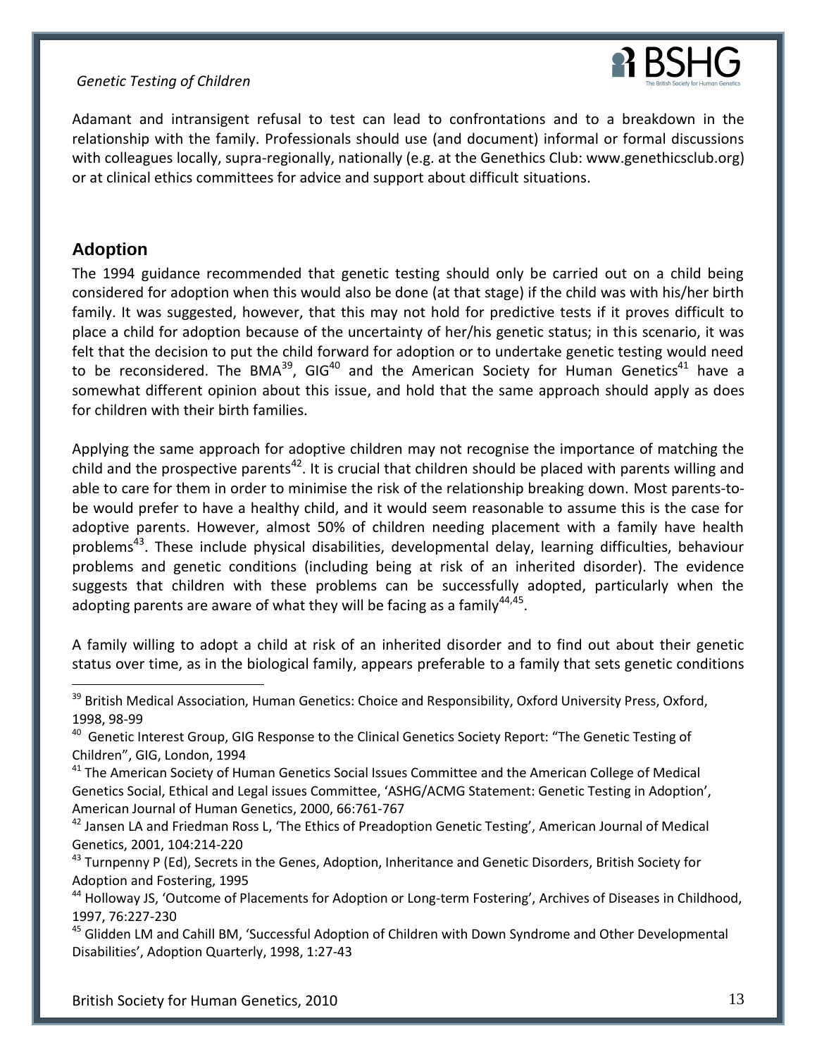Adamant and intransigent refusal to test can lead to confrontations and to a breakdown in the relationship with the family. Professionals should use (and document) informal or formal discussions with colleagues locally, supra-regionally, nationally (e.g. at the Genethics Club: www.genethicsclub.org) or at clinical ethics committees for advice and support about difficult situations.

## Adoption

The 1994 guidance recommended that genetic testing should only be carried out on a child being considered for adoption when this would also be done (at that stage) if the child was with his/her birth family. It was suggested, however, that this may not hold for predictive tests if it proves difficult to place a child for adoption because of the uncertainty of her/his genetic status; in this scenario, it was felt that the decision to put the child forward for adoption or to undertake genetic testing would need to be reconsidered. The BMA[39], GIG[40] and the American Society for Human Genetics[41] have a somewhat different opinion about this issue, and hold that the same approach should apply as does for children with their birth families.

Applying the same approach for adoptive children may not recognise the importance of matching the child and the prospective parents[42]. It is crucial that children should be placed with parents willing and able to care for them in order to minimise the risk of the relationship breaking down. Most parents-to-be would prefer to have a healthy child, and it would seem reasonable to assume this is the case for adoptive parents. However, almost 50% of children needing placement with a family have health problems[43]. These include physical disabilities, developmental delay, learning difficulties, behaviour problems and genetic conditions (including being at risk of an inherited disorder). The evidence suggests that children with these problems can be successfully adopted, particularly when the adopting parents are aware of what they will be facing as a family[44,45].

A family willing to adopt a child at risk of an inherited disorder and to find out about their genetic status over time, as in the biological family, appears preferable to a family that sets genetic conditions

---

[39] British Medical Association, Human Genetics: Choice and Responsibility, Oxford University Press, Oxford, 1998, 98-99

[40] Genetic Interest Group, GIG Response to the Clinical Genetics Society Report: "The Genetic Testing of Children", GIG, London, 1994

[41] The American Society of Human Genetics Social Issues Committee and the American College of Medical Genetics Social, Ethical and Legal issues Committee, 'ASHG/ACMG Statement: Genetic Testing in Adoption', American Journal of Human Genetics, 2000, 66:761-767

[42] Jansen LA and Friedman Ross L, 'The Ethics of Preadoption Genetic Testing', American Journal of Medical Genetics, 2001, 104:214-220

[43] Turnpenny P (Ed), Secrets in the Genes, Adoption, Inheritance and Genetic Disorders, British Society for Adoption and Fostering, 1995

[44] Holloway JS, 'Outcome of Placements for Adoption or Long-term Fostering', Archives of Diseases in Childhood, 1997, 76:227-230

[45] Glidden LM and Cahill BM, 'Successful Adoption of Children with Down Syndrome and Other Developmental Disabilities', Adoption Quarterly, 1998, 1:27-43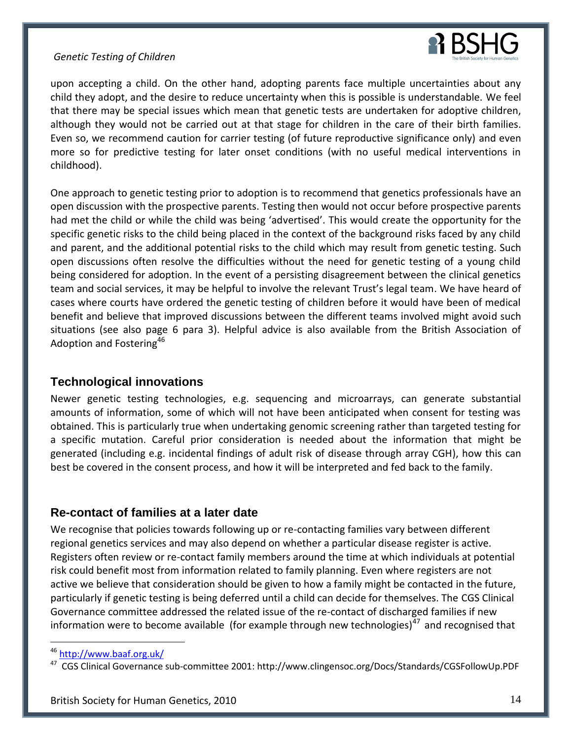upon accepting a child. On the other hand, adopting parents face multiple uncertainties about any child they adopt, and the desire to reduce uncertainty when this is possible is understandable. We feel that there may be special issues which mean that genetic tests are undertaken for adoptive children, although they would not be carried out at that stage for children in the care of their birth families. Even so, we recommend caution for carrier testing (of future reproductive significance only) and even more so for predictive testing for later onset conditions (with no useful medical interventions in childhood).

One approach to genetic testing prior to adoption is to recommend that genetics professionals have an open discussion with the prospective parents. Testing then would not occur before prospective parents had met the child or while the child was being 'advertised'. This would create the opportunity for the specific genetic risks to the child being placed in the context of the background risks faced by any child and parent, and the additional potential risks to the child which may result from genetic testing. Such open discussions often resolve the difficulties without the need for genetic testing of a young child being considered for adoption. In the event of a persisting disagreement between the clinical genetics team and social services, it may be helpful to involve the relevant Trust's legal team. We have heard of cases where courts have ordered the genetic testing of children before it would have been of medical benefit and believe that improved discussions between the different teams involved might avoid such situations (see also page 6 para 3). Helpful advice is also available from the British Association of Adoption and Fostering[46]

## Technological innovations

Newer genetic testing technologies, e.g. sequencing and microarrays, can generate substantial amounts of information, some of which will not have been anticipated when consent for testing was obtained. This is particularly true when undertaking genomic screening rather than targeted testing for a specific mutation. Careful prior consideration is needed about the information that might be generated (including e.g. incidental findings of adult risk of disease through array CGH), how this can best be covered in the consent process, and how it will be interpreted and fed back to the family.

## Re-contact of families at a later date

We recognise that policies towards following up or re-contacting families vary between different regional genetics services and may also depend on whether a particular disease register is active. Registers often review or re-contact family members around the time at which individuals at potential risk could benefit most from information related to family planning. Even where registers are not active we believe that consideration should be given to how a family might be contacted in the future, particularly if genetic testing is being deferred until a child can decide for themselves. The CGS Clinical Governance committee addressed the related issue of the re-contact of discharged families if new information were to become available (for example through new technologies)[47] and recognised that

---

[46] http://www.baaf.org.uk/

[47] CGS Clinical Governance sub-committee 2001: http://www.clingensoc.org/Docs/Standards/CGSFollowUp.PDF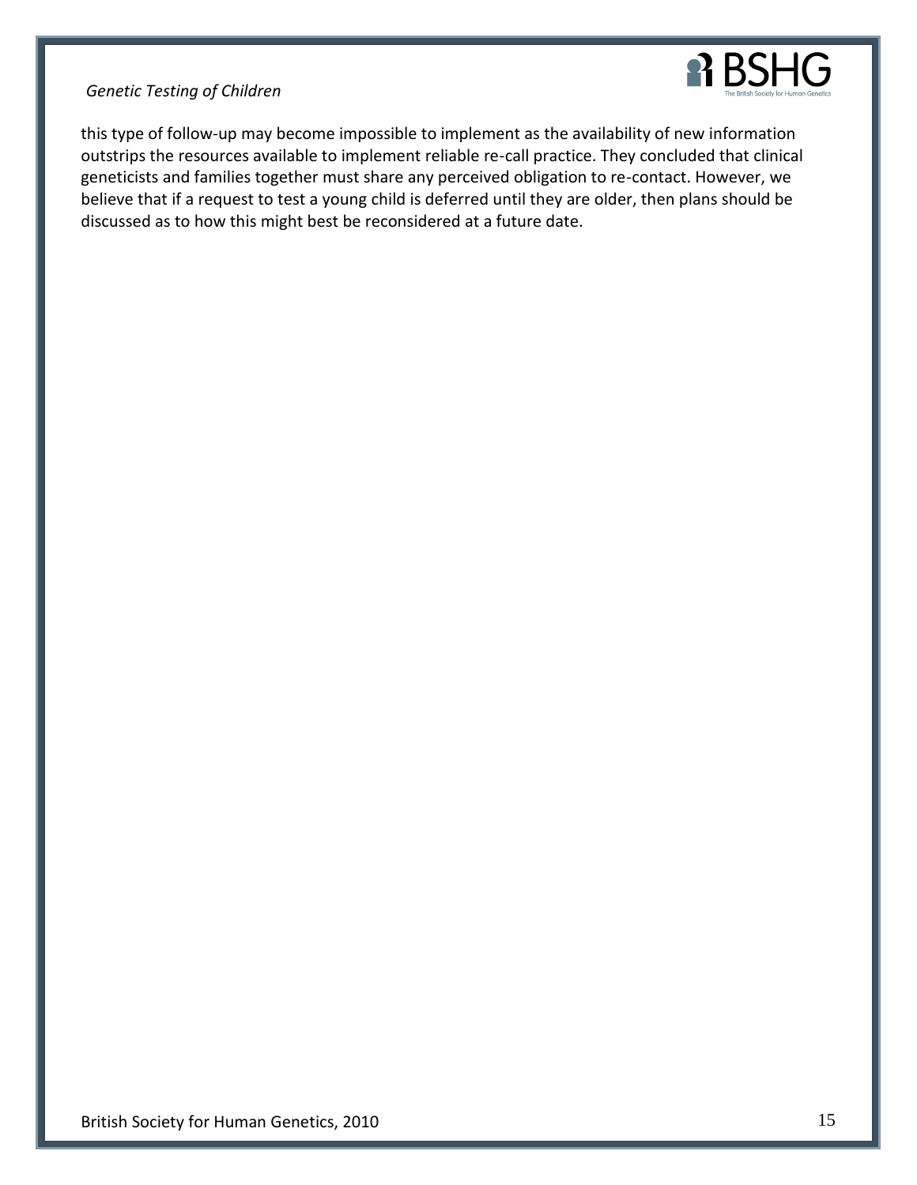this type of follow-up may become impossible to implement as the availability of new information outstrips the resources available to implement reliable re-call practice. They concluded that clinical geneticists and families together must share any perceived obligation to re-contact. However, we believe that if a request to test a young child is deferred until they are older, then plans should be discussed as to how this might best be reconsidered at a future date.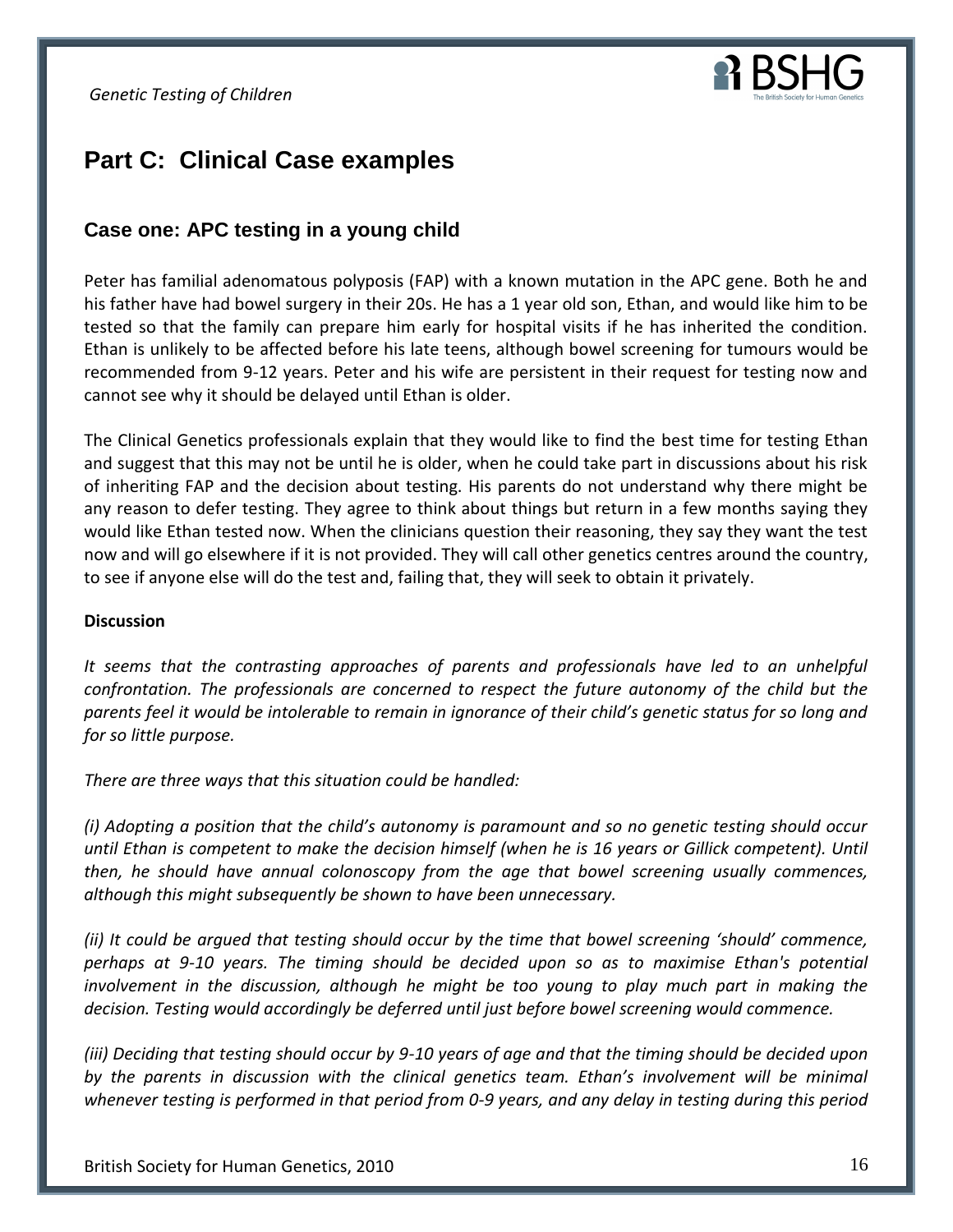## Part C: Clinical Case examples

### Case one: APC testing in a young child

Peter has familial adenomatous polyposis (FAP) with a known mutation in the APC gene. Both he and his father have had bowel surgery in their 20s. He has a 1 year old son, Ethan, and would like him to be tested so that the family can prepare him early for hospital visits if he has inherited the condition. Ethan is unlikely to be affected before his late teens, although bowel screening for tumours would be recommended from 9-12 years. Peter and his wife are persistent in their request for testing now and cannot see why it should be delayed until Ethan is older.

The Clinical Genetics professionals explain that they would like to find the best time for testing Ethan and suggest that this may not be until he is older, when he could take part in discussions about his risk of inheriting FAP and the decision about testing. His parents do not understand why there might be any reason to defer testing. They agree to think about things but return in a few months saying they would like Ethan tested now. When the clinicians question their reasoning, they say they want the test now and will go elsewhere if it is not provided. They will call other genetics centres around the country, to see if anyone else will do the test and, failing that, they will seek to obtain it privately.

**Discussion**

*It seems that the contrasting approaches of parents and professionals have led to an unhelpful confrontation. The professionals are concerned to respect the future autonomy of the child but the parents feel it would be intolerable to remain in ignorance of their child's genetic status for so long and for so little purpose.*

*There are three ways that this situation could be handled:*

*(i) Adopting a position that the child's autonomy is paramount and so no genetic testing should occur until Ethan is competent to make the decision himself (when he is 16 years or Gillick competent). Until then, he should have annual colonoscopy from the age that bowel screening usually commences, although this might subsequently be shown to have been unnecessary.*

*(ii) It could be argued that testing should occur by the time that bowel screening 'should' commence, perhaps at 9-10 years. The timing should be decided upon so as to maximise Ethan's potential involvement in the discussion, although he might be too young to play much part in making the decision. Testing would accordingly be deferred until just before bowel screening would commence.*

*(iii) Deciding that testing should occur by 9-10 years of age and that the timing should be decided upon by the parents in discussion with the clinical genetics team. Ethan's involvement will be minimal whenever testing is performed in that period from 0-9 years, and any delay in testing during this period*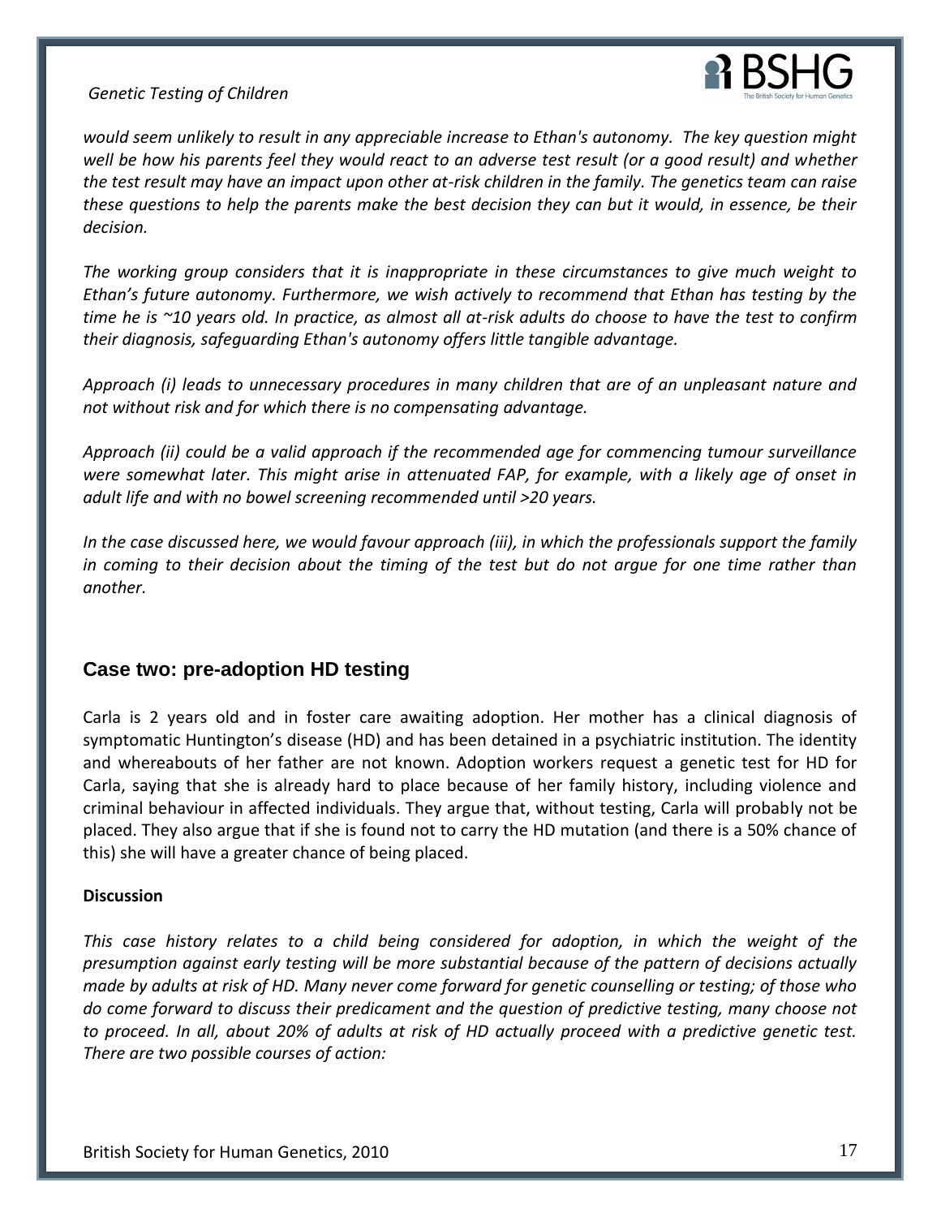*would seem unlikely to result in any appreciable increase to Ethan's autonomy. The key question might well be how his parents feel they would react to an adverse test result (or a good result) and whether the test result may have an impact upon other at-risk children in the family. The genetics team can raise these questions to help the parents make the best decision they can but it would, in essence, be their decision.*

*The working group considers that it is inappropriate in these circumstances to give much weight to Ethan's future autonomy. Furthermore, we wish actively to recommend that Ethan has testing by the time he is ~10 years old. In practice, as almost all at-risk adults do choose to have the test to confirm their diagnosis, safeguarding Ethan's autonomy offers little tangible advantage.*

*Approach (i) leads to unnecessary procedures in many children that are of an unpleasant nature and not without risk and for which there is no compensating advantage.*

*Approach (ii) could be a valid approach if the recommended age for commencing tumour surveillance were somewhat later. This might arise in attenuated FAP, for example, with a likely age of onset in adult life and with no bowel screening recommended until >20 years.*

*In the case discussed here, we would favour approach (iii), in which the professionals support the family in coming to their decision about the timing of the test but do not argue for one time rather than another.*

## Case two: pre-adoption HD testing

Carla is 2 years old and in foster care awaiting adoption. Her mother has a clinical diagnosis of symptomatic Huntington's disease (HD) and has been detained in a psychiatric institution. The identity and whereabouts of her father are not known. Adoption workers request a genetic test for HD for Carla, saying that she is already hard to place because of her family history, including violence and criminal behaviour in affected individuals. They argue that, without testing, Carla will probably not be placed. They also argue that if she is found not to carry the HD mutation (and there is a 50% chance of this) she will have a greater chance of being placed.

**Discussion**

*This case history relates to a child being considered for adoption, in which the weight of the presumption against early testing will be more substantial because of the pattern of decisions actually made by adults at risk of HD. Many never come forward for genetic counselling or testing; of those who do come forward to discuss their predicament and the question of predictive testing, many choose not to proceed. In all, about 20% of adults at risk of HD actually proceed with a predictive genetic test. There are two possible courses of action:*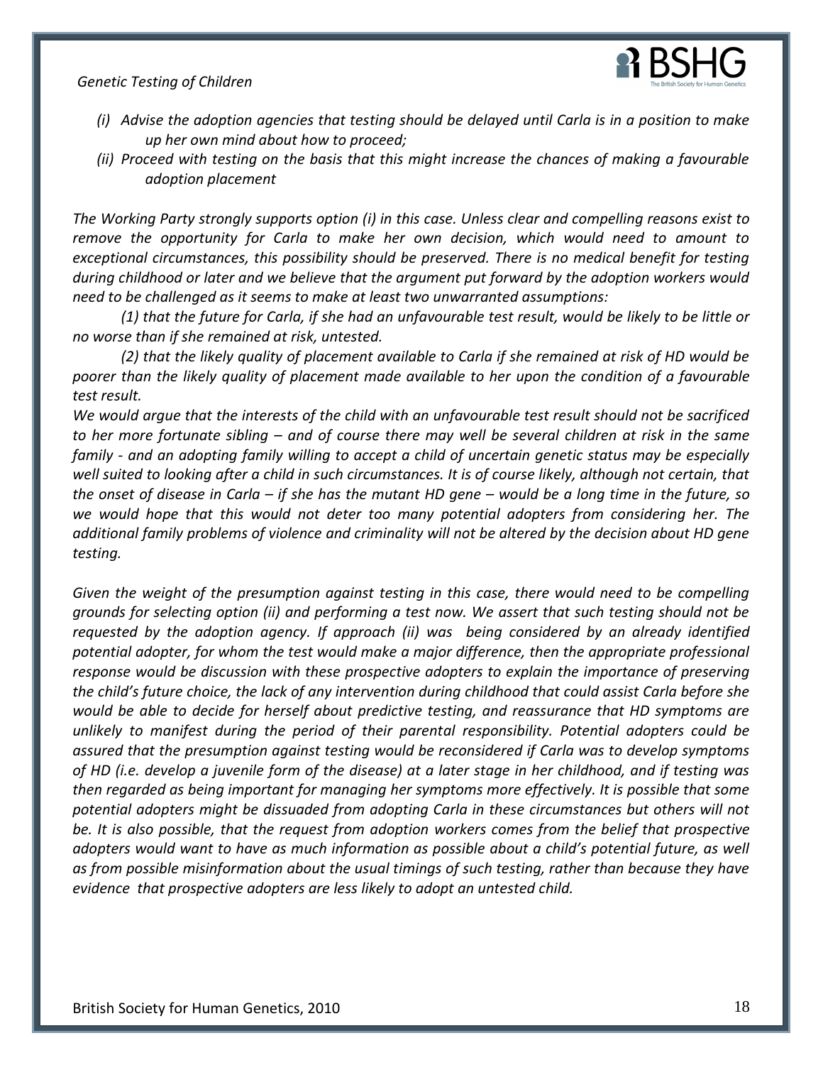*(i) Advise the adoption agencies that testing should be delayed until Carla is in a position to make up her own mind about how to proceed;*

*(ii) Proceed with testing on the basis that this might increase the chances of making a favourable adoption placement*

*The Working Party strongly supports option (i) in this case. Unless clear and compelling reasons exist to remove the opportunity for Carla to make her own decision, which would need to amount to exceptional circumstances, this possibility should be preserved. There is no medical benefit for testing during childhood or later and we believe that the argument put forward by the adoption workers would need to be challenged as it seems to make at least two unwarranted assumptions:*

*(1) that the future for Carla, if she had an unfavourable test result, would be likely to be little or no worse than if she remained at risk, untested.*

*(2) that the likely quality of placement available to Carla if she remained at risk of HD would be poorer than the likely quality of placement made available to her upon the condition of a favourable test result.*

*We would argue that the interests of the child with an unfavourable test result should not be sacrificed to her more fortunate sibling – and of course there may well be several children at risk in the same family - and an adopting family willing to accept a child of uncertain genetic status may be especially well suited to looking after a child in such circumstances. It is of course likely, although not certain, that the onset of disease in Carla – if she has the mutant HD gene – would be a long time in the future, so we would hope that this would not deter too many potential adopters from considering her. The additional family problems of violence and criminality will not be altered by the decision about HD gene testing.*

*Given the weight of the presumption against testing in this case, there would need to be compelling grounds for selecting option (ii) and performing a test now. We assert that such testing should not be requested by the adoption agency. If approach (ii) was being considered by an already identified potential adopter, for whom the test would make a major difference, then the appropriate professional response would be discussion with these prospective adopters to explain the importance of preserving the child's future choice, the lack of any intervention during childhood that could assist Carla before she would be able to decide for herself about predictive testing, and reassurance that HD symptoms are unlikely to manifest during the period of their parental responsibility. Potential adopters could be assured that the presumption against testing would be reconsidered if Carla was to develop symptoms of HD (i.e. develop a juvenile form of the disease) at a later stage in her childhood, and if testing was then regarded as being important for managing her symptoms more effectively. It is possible that some potential adopters might be dissuaded from adopting Carla in these circumstances but others will not be. It is also possible, that the request from adoption workers comes from the belief that prospective adopters would want to have as much information as possible about a child's potential future, as well as from possible misinformation about the usual timings of such testing, rather than because they have evidence that prospective adopters are less likely to adopt an untested child.*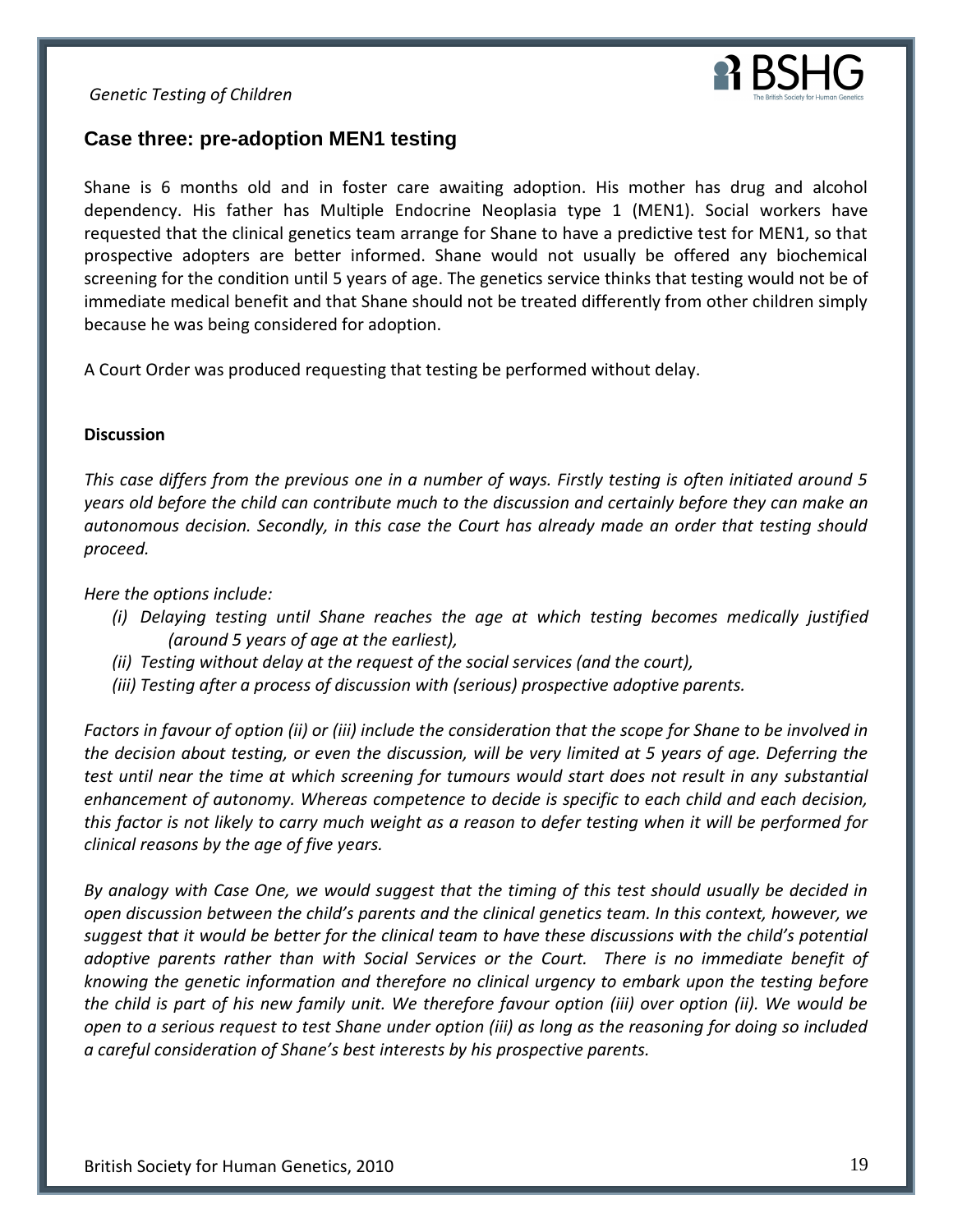## Case three: pre-adoption MEN1 testing

Shane is 6 months old and in foster care awaiting adoption. His mother has drug and alcohol dependency. His father has Multiple Endocrine Neoplasia type 1 (MEN1). Social workers have requested that the clinical genetics team arrange for Shane to have a predictive test for MEN1, so that prospective adopters are better informed. Shane would not usually be offered any biochemical screening for the condition until 5 years of age. The genetics service thinks that testing would not be of immediate medical benefit and that Shane should not be treated differently from other children simply because he was being considered for adoption.

A Court Order was produced requesting that testing be performed without delay.

**Discussion**

*This case differs from the previous one in a number of ways. Firstly testing is often initiated around 5 years old before the child can contribute much to the discussion and certainly before they can make an autonomous decision. Secondly, in this case the Court has already made an order that testing should proceed.*

*Here the options include:*

- *(i) Delaying testing until Shane reaches the age at which testing becomes medically justified (around 5 years of age at the earliest),*
- *(ii) Testing without delay at the request of the social services (and the court),*
- *(iii) Testing after a process of discussion with (serious) prospective adoptive parents.*

*Factors in favour of option (ii) or (iii) include the consideration that the scope for Shane to be involved in the decision about testing, or even the discussion, will be very limited at 5 years of age. Deferring the test until near the time at which screening for tumours would start does not result in any substantial enhancement of autonomy. Whereas competence to decide is specific to each child and each decision, this factor is not likely to carry much weight as a reason to defer testing when it will be performed for clinical reasons by the age of five years.*

*By analogy with Case One, we would suggest that the timing of this test should usually be decided in open discussion between the child's parents and the clinical genetics team. In this context, however, we suggest that it would be better for the clinical team to have these discussions with the child's potential adoptive parents rather than with Social Services or the Court. There is no immediate benefit of knowing the genetic information and therefore no clinical urgency to embark upon the testing before the child is part of his new family unit. We therefore favour option (iii) over option (ii). We would be open to a serious request to test Shane under option (iii) as long as the reasoning for doing so included a careful consideration of Shane's best interests by his prospective parents.*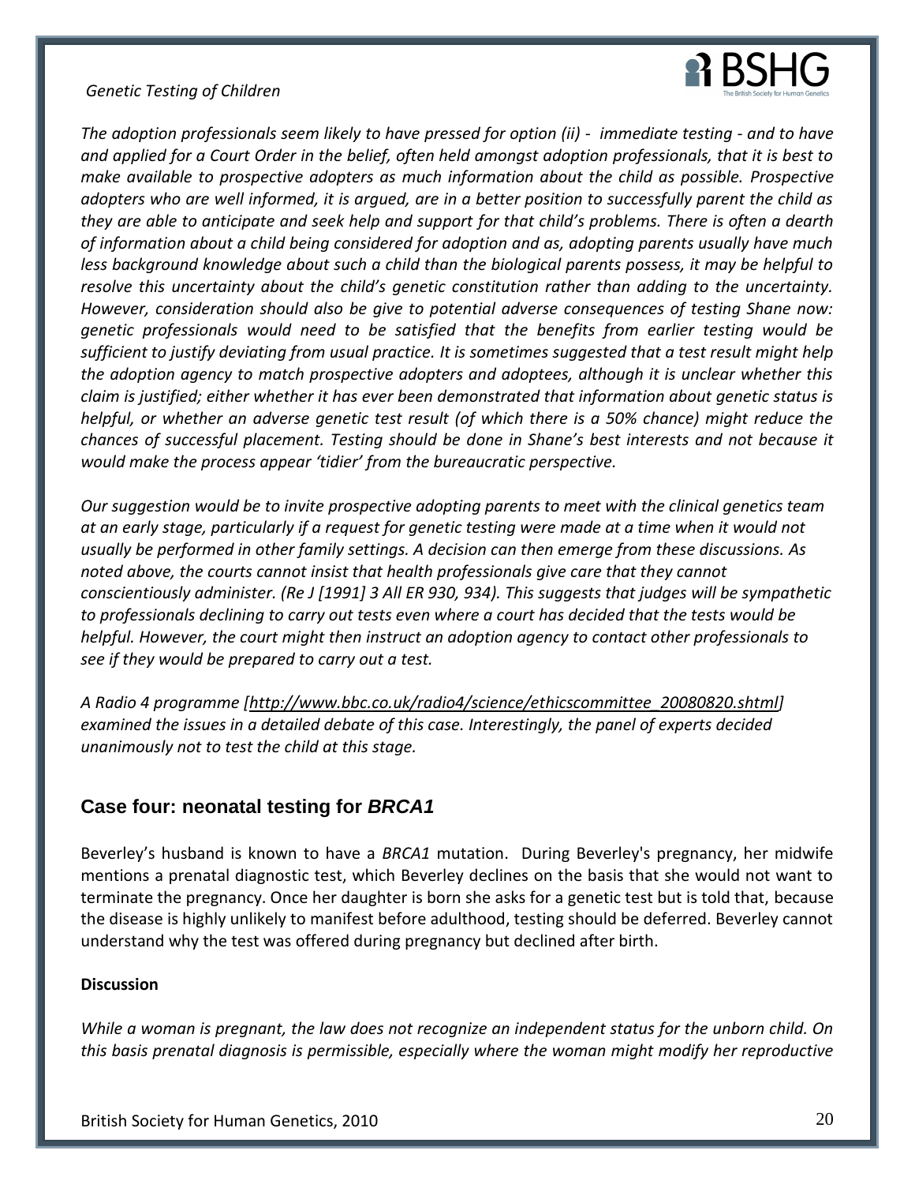*The adoption professionals seem likely to have pressed for option (ii) - immediate testing - and to have and applied for a Court Order in the belief, often held amongst adoption professionals, that it is best to make available to prospective adopters as much information about the child as possible. Prospective adopters who are well informed, it is argued, are in a better position to successfully parent the child as they are able to anticipate and seek help and support for that child's problems. There is often a dearth of information about a child being considered for adoption and as, adopting parents usually have much less background knowledge about such a child than the biological parents possess, it may be helpful to resolve this uncertainty about the child's genetic constitution rather than adding to the uncertainty. However, consideration should also be give to potential adverse consequences of testing Shane now: genetic professionals would need to be satisfied that the benefits from earlier testing would be sufficient to justify deviating from usual practice. It is sometimes suggested that a test result might help the adoption agency to match prospective adopters and adoptees, although it is unclear whether this claim is justified; either whether it has ever been demonstrated that information about genetic status is helpful, or whether an adverse genetic test result (of which there is a 50% chance) might reduce the chances of successful placement. Testing should be done in Shane's best interests and not because it would make the process appear 'tidier' from the bureaucratic perspective.*

*Our suggestion would be to invite prospective adopting parents to meet with the clinical genetics team at an early stage, particularly if a request for genetic testing were made at a time when it would not usually be performed in other family settings. A decision can then emerge from these discussions. As noted above, the courts cannot insist that health professionals give care that they cannot conscientiously administer. (Re J [1991] 3 All ER 930, 934). This suggests that judges will be sympathetic to professionals declining to carry out tests even where a court has decided that the tests would be helpful. However, the court might then instruct an adoption agency to contact other professionals to see if they would be prepared to carry out a test.*

*A Radio 4 programme [http://www.bbc.co.uk/radio4/science/ethicscommittee_20080820.shtml] examined the issues in a detailed debate of this case. Interestingly, the panel of experts decided unanimously not to test the child at this stage.*

## Case four: neonatal testing for *BRCA1*

Beverley's husband is known to have a *BRCA1* mutation. During Beverley's pregnancy, her midwife mentions a prenatal diagnostic test, which Beverley declines on the basis that she would not want to terminate the pregnancy. Once her daughter is born she asks for a genetic test but is told that, because the disease is highly unlikely to manifest before adulthood, testing should be deferred. Beverley cannot understand why the test was offered during pregnancy but declined after birth.

**Discussion**

*While a woman is pregnant, the law does not recognize an independent status for the unborn child. On this basis prenatal diagnosis is permissible, especially where the woman might modify her reproductive*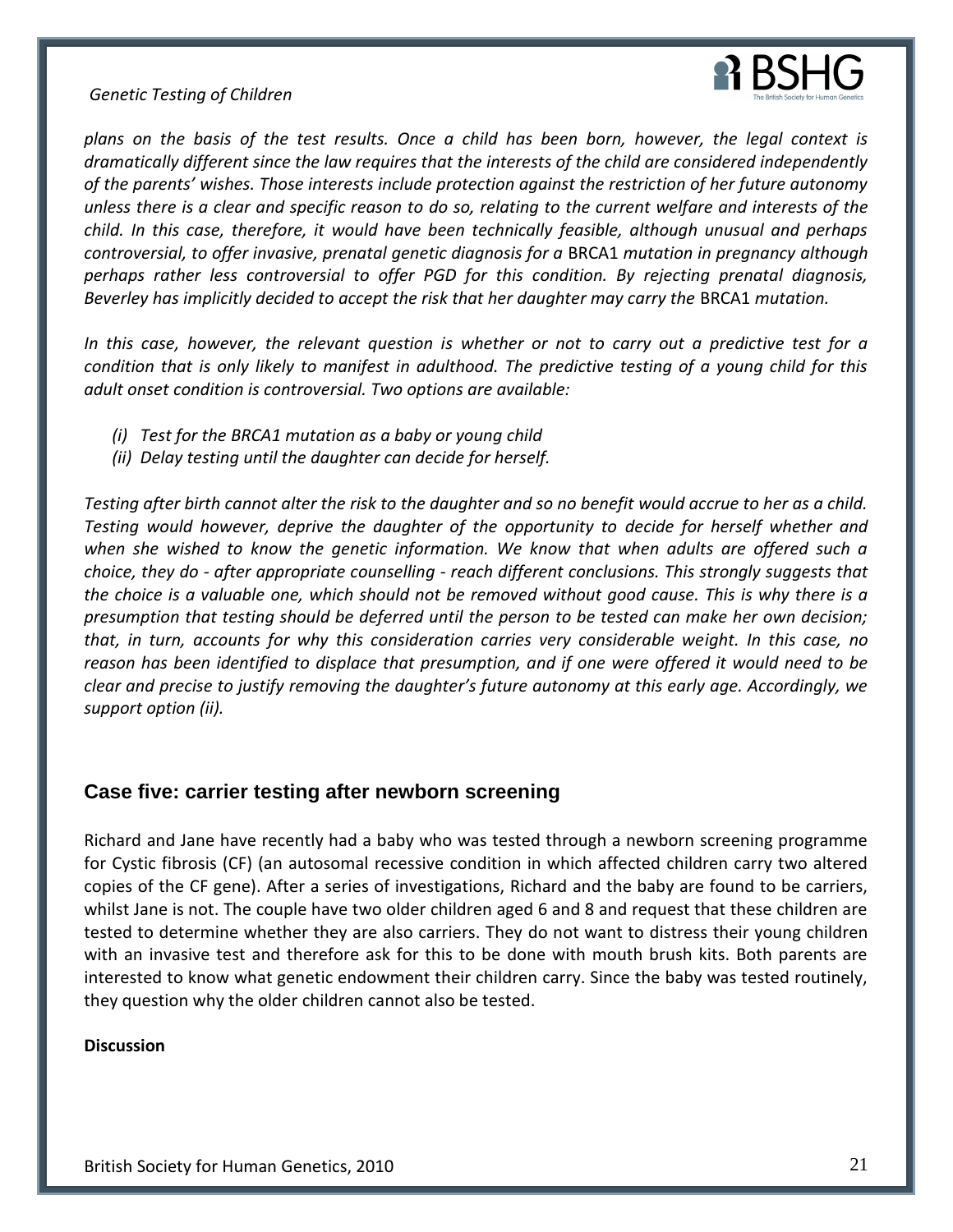*plans on the basis of the test results. Once a child has been born, however, the legal context is dramatically different since the law requires that the interests of the child are considered independently of the parents' wishes. Those interests include protection against the restriction of her future autonomy unless there is a clear and specific reason to do so, relating to the current welfare and interests of the child. In this case, therefore, it would have been technically feasible, although unusual and perhaps controversial, to offer invasive, prenatal genetic diagnosis for a* BRCA1 *mutation in pregnancy although perhaps rather less controversial to offer PGD for this condition. By rejecting prenatal diagnosis, Beverley has implicitly decided to accept the risk that her daughter may carry the* BRCA1 *mutation.*

*In this case, however, the relevant question is whether or not to carry out a predictive test for a condition that is only likely to manifest in adulthood. The predictive testing of a young child for this adult onset condition is controversial. Two options are available:*

- *(i) Test for the BRCA1 mutation as a baby or young child*
- *(ii) Delay testing until the daughter can decide for herself.*

*Testing after birth cannot alter the risk to the daughter and so no benefit would accrue to her as a child. Testing would however, deprive the daughter of the opportunity to decide for herself whether and when she wished to know the genetic information. We know that when adults are offered such a choice, they do - after appropriate counselling - reach different conclusions. This strongly suggests that the choice is a valuable one, which should not be removed without good cause. This is why there is a presumption that testing should be deferred until the person to be tested can make her own decision; that, in turn, accounts for why this consideration carries very considerable weight. In this case, no reason has been identified to displace that presumption, and if one were offered it would need to be clear and precise to justify removing the daughter's future autonomy at this early age. Accordingly, we support option (ii).*

## Case five: carrier testing after newborn screening

Richard and Jane have recently had a baby who was tested through a newborn screening programme for Cystic fibrosis (CF) (an autosomal recessive condition in which affected children carry two altered copies of the CF gene). After a series of investigations, Richard and the baby are found to be carriers, whilst Jane is not. The couple have two older children aged 6 and 8 and request that these children are tested to determine whether they are also carriers. They do not want to distress their young children with an invasive test and therefore ask for this to be done with mouth brush kits. Both parents are interested to know what genetic endowment their children carry. Since the baby was tested routinely, they question why the older children cannot also be tested.

**Discussion**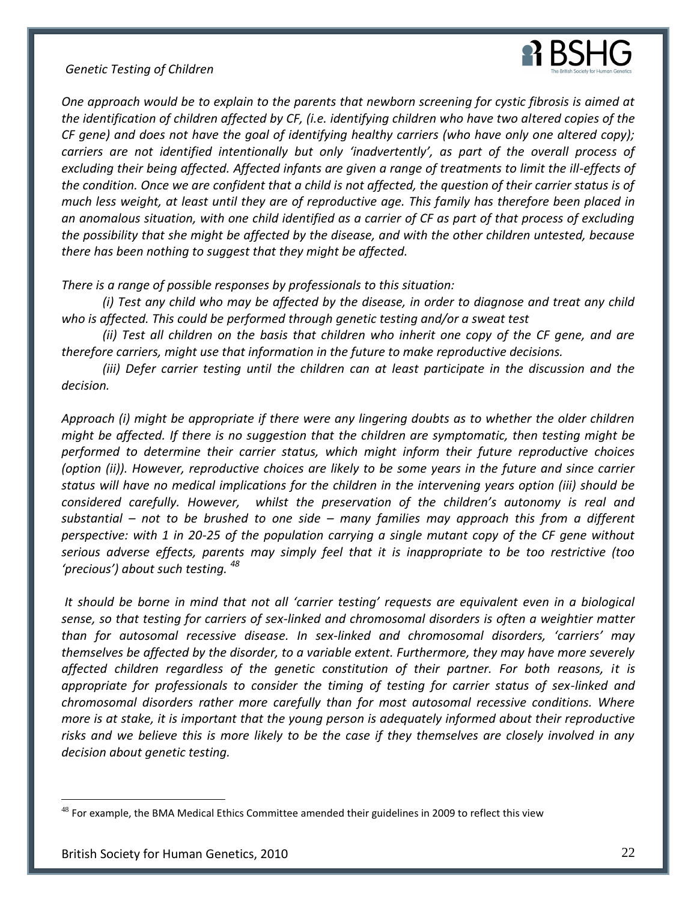*One approach would be to explain to the parents that newborn screening for cystic fibrosis is aimed at the identification of children affected by CF, (i.e. identifying children who have two altered copies of the CF gene) and does not have the goal of identifying healthy carriers (who have only one altered copy); carriers are not identified intentionally but only 'inadvertently', as part of the overall process of excluding their being affected. Affected infants are given a range of treatments to limit the ill-effects of the condition. Once we are confident that a child is not affected, the question of their carrier status is of much less weight, at least until they are of reproductive age. This family has therefore been placed in an anomalous situation, with one child identified as a carrier of CF as part of that process of excluding the possibility that she might be affected by the disease, and with the other children untested, because there has been nothing to suggest that they might be affected.*

*There is a range of possible responses by professionals to this situation:*

*(i) Test any child who may be affected by the disease, in order to diagnose and treat any child who is affected. This could be performed through genetic testing and/or a sweat test*

*(ii) Test all children on the basis that children who inherit one copy of the CF gene, and are therefore carriers, might use that information in the future to make reproductive decisions.*

*(iii) Defer carrier testing until the children can at least participate in the discussion and the decision.*

*Approach (i) might be appropriate if there were any lingering doubts as to whether the older children might be affected. If there is no suggestion that the children are symptomatic, then testing might be performed to determine their carrier status, which might inform their future reproductive choices (option (ii)). However, reproductive choices are likely to be some years in the future and since carrier status will have no medical implications for the children in the intervening years option (iii) should be considered carefully. However, whilst the preservation of the children's autonomy is real and substantial – not to be brushed to one side – many families may approach this from a different perspective: with 1 in 20-25 of the population carrying a single mutant copy of the CF gene without serious adverse effects, parents may simply feel that it is inappropriate to be too restrictive (too 'precious') about such testing.* [48]

*It should be borne in mind that not all 'carrier testing' requests are equivalent even in a biological sense, so that testing for carriers of sex-linked and chromosomal disorders is often a weightier matter than for autosomal recessive disease. In sex-linked and chromosomal disorders, 'carriers' may themselves be affected by the disorder, to a variable extent. Furthermore, they may have more severely affected children regardless of the genetic constitution of their partner. For both reasons, it is appropriate for professionals to consider the timing of testing for carrier status of sex-linked and chromosomal disorders rather more carefully than for most autosomal recessive conditions. Where more is at stake, it is important that the young person is adequately informed about their reproductive risks and we believe this is more likely to be the case if they themselves are closely involved in any decision about genetic testing.*

[48] For example, the BMA Medical Ethics Committee amended their guidelines in 2009 to reflect this view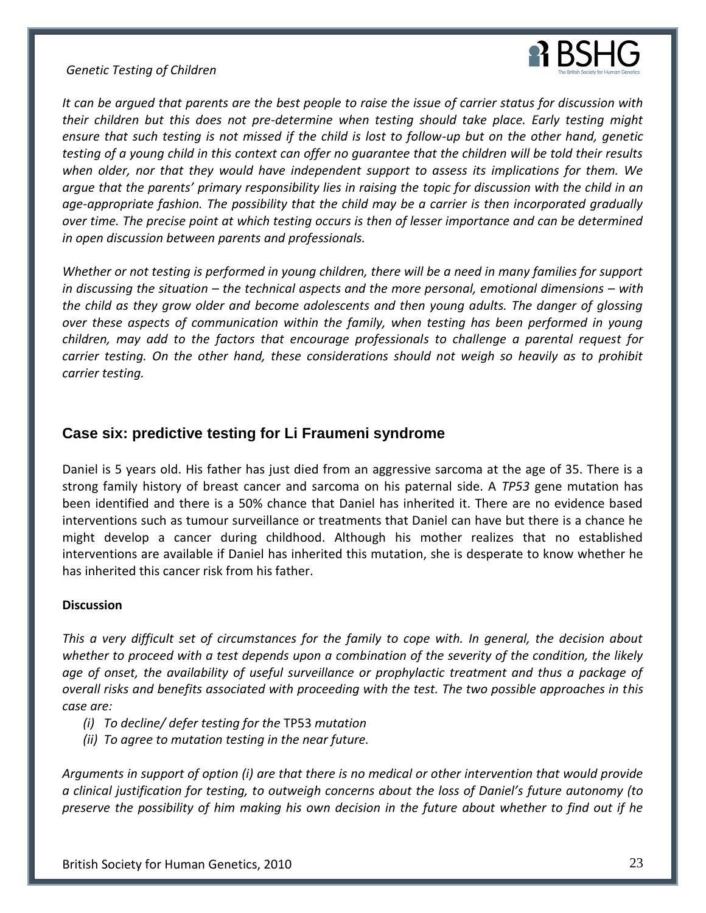*It can be argued that parents are the best people to raise the issue of carrier status for discussion with their children but this does not pre-determine when testing should take place. Early testing might ensure that such testing is not missed if the child is lost to follow-up but on the other hand, genetic testing of a young child in this context can offer no guarantee that the children will be told their results when older, nor that they would have independent support to assess its implications for them. We argue that the parents' primary responsibility lies in raising the topic for discussion with the child in an age-appropriate fashion. The possibility that the child may be a carrier is then incorporated gradually over time. The precise point at which testing occurs is then of lesser importance and can be determined in open discussion between parents and professionals.*

*Whether or not testing is performed in young children, there will be a need in many families for support in discussing the situation – the technical aspects and the more personal, emotional dimensions – with the child as they grow older and become adolescents and then young adults. The danger of glossing over these aspects of communication within the family, when testing has been performed in young children, may add to the factors that encourage professionals to challenge a parental request for carrier testing. On the other hand, these considerations should not weigh so heavily as to prohibit carrier testing.*

## Case six: predictive testing for Li Fraumeni syndrome

Daniel is 5 years old. His father has just died from an aggressive sarcoma at the age of 35. There is a strong family history of breast cancer and sarcoma on his paternal side. A *TP53* gene mutation has been identified and there is a 50% chance that Daniel has inherited it. There are no evidence based interventions such as tumour surveillance or treatments that Daniel can have but there is a chance he might develop a cancer during childhood. Although his mother realizes that no established interventions are available if Daniel has inherited this mutation, she is desperate to know whether he has inherited this cancer risk from his father.

**Discussion**

*This a very difficult set of circumstances for the family to cope with. In general, the decision about whether to proceed with a test depends upon a combination of the severity of the condition, the likely age of onset, the availability of useful surveillance or prophylactic treatment and thus a package of overall risks and benefits associated with proceeding with the test. The two possible approaches in this case are:*

*(i) To decline/ defer testing for the* TP53 *mutation*
*(ii) To agree to mutation testing in the near future.*

*Arguments in support of option (i) are that there is no medical or other intervention that would provide a clinical justification for testing, to outweigh concerns about the loss of Daniel's future autonomy (to preserve the possibility of him making his own decision in the future about whether to find out if he*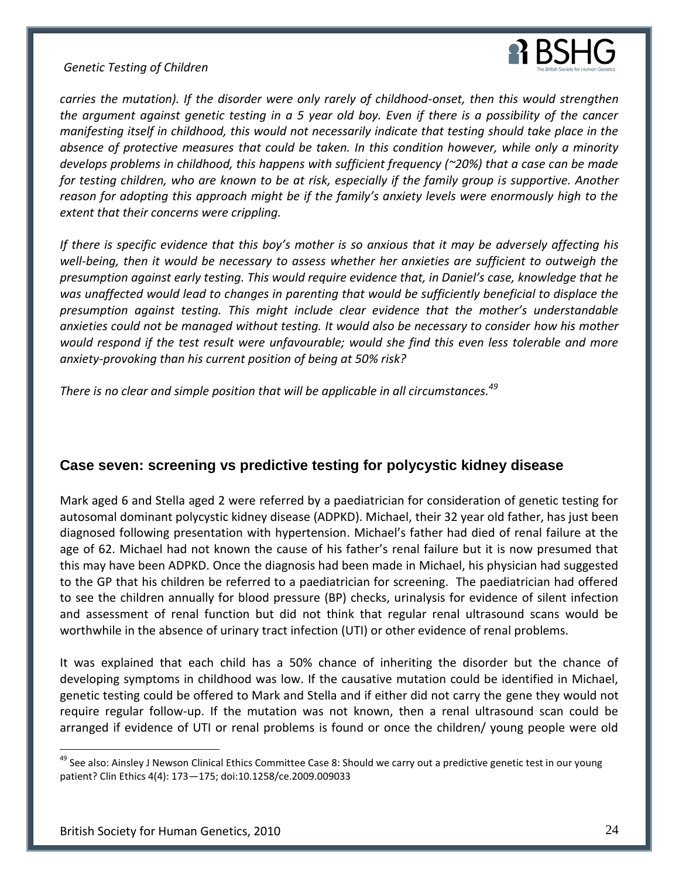*carries the mutation). If the disorder were only rarely of childhood-onset, then this would strengthen the argument against genetic testing in a 5 year old boy. Even if there is a possibility of the cancer manifesting itself in childhood, this would not necessarily indicate that testing should take place in the absence of protective measures that could be taken. In this condition however, while only a minority develops problems in childhood, this happens with sufficient frequency (~20%) that a case can be made for testing children, who are known to be at risk, especially if the family group is supportive. Another reason for adopting this approach might be if the family's anxiety levels were enormously high to the extent that their concerns were crippling.*

*If there is specific evidence that this boy's mother is so anxious that it may be adversely affecting his well-being, then it would be necessary to assess whether her anxieties are sufficient to outweigh the presumption against early testing. This would require evidence that, in Daniel's case, knowledge that he was unaffected would lead to changes in parenting that would be sufficiently beneficial to displace the presumption against testing. This might include clear evidence that the mother's understandable anxieties could not be managed without testing. It would also be necessary to consider how his mother would respond if the test result were unfavourable; would she find this even less tolerable and more anxiety-provoking than his current position of being at 50% risk?*

*There is no clear and simple position that will be applicable in all circumstances.*[49]

## Case seven: screening vs predictive testing for polycystic kidney disease

Mark aged 6 and Stella aged 2 were referred by a paediatrician for consideration of genetic testing for autosomal dominant polycystic kidney disease (ADPKD). Michael, their 32 year old father, has just been diagnosed following presentation with hypertension. Michael's father had died of renal failure at the age of 62. Michael had not known the cause of his father's renal failure but it is now presumed that this may have been ADPKD. Once the diagnosis had been made in Michael, his physician had suggested to the GP that his children be referred to a paediatrician for screening. The paediatrician had offered to see the children annually for blood pressure (BP) checks, urinalysis for evidence of silent infection and assessment of renal function but did not think that regular renal ultrasound scans would be worthwhile in the absence of urinary tract infection (UTI) or other evidence of renal problems.

It was explained that each child has a 50% chance of inheriting the disorder but the chance of developing symptoms in childhood was low. If the causative mutation could be identified in Michael, genetic testing could be offered to Mark and Stella and if either did not carry the gene they would not require regular follow-up. If the mutation was not known, then a renal ultrasound scan could be arranged if evidence of UTI or renal problems is found or once the children/ young people were old

---

[49] See also: Ainsley J Newson Clinical Ethics Committee Case 8: Should we carry out a predictive genetic test in our young patient? Clin Ethics 4(4): 173—175; doi:10.1258/ce.2009.009033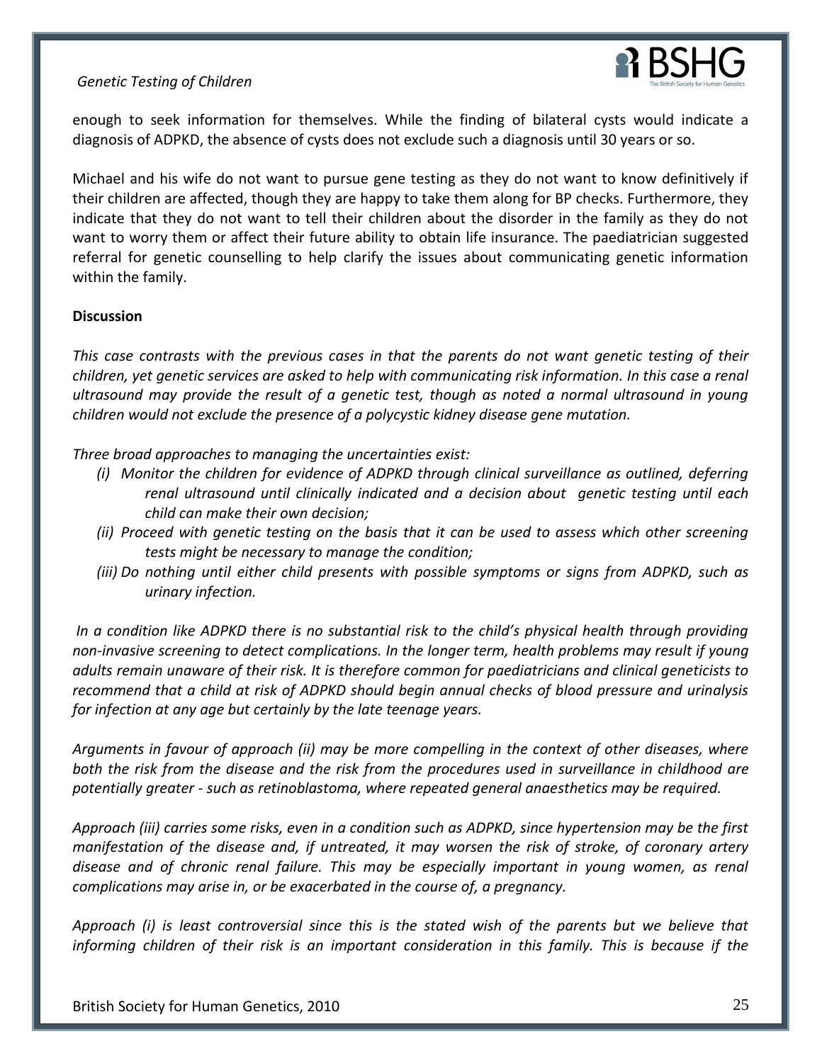enough to seek information for themselves. While the finding of bilateral cysts would indicate a diagnosis of ADPKD, the absence of cysts does not exclude such a diagnosis until 30 years or so.

Michael and his wife do not want to pursue gene testing as they do not want to know definitively if their children are affected, though they are happy to take them along for BP checks. Furthermore, they indicate that they do not want to tell their children about the disorder in the family as they do not want to worry them or affect their future ability to obtain life insurance. The paediatrician suggested referral for genetic counselling to help clarify the issues about communicating genetic information within the family.

**Discussion**

*This case contrasts with the previous cases in that the parents do not want genetic testing of their children, yet genetic services are asked to help with communicating risk information. In this case a renal ultrasound may provide the result of a genetic test, though as noted a normal ultrasound in young children would not exclude the presence of a polycystic kidney disease gene mutation.*

*Three broad approaches to managing the uncertainties exist:*

- *(i) Monitor the children for evidence of ADPKD through clinical surveillance as outlined, deferring renal ultrasound until clinically indicated and a decision about genetic testing until each child can make their own decision;*
- *(ii) Proceed with genetic testing on the basis that it can be used to assess which other screening tests might be necessary to manage the condition;*
- *(iii) Do nothing until either child presents with possible symptoms or signs from ADPKD, such as urinary infection.*

*In a condition like ADPKD there is no substantial risk to the child's physical health through providing non-invasive screening to detect complications. In the longer term, health problems may result if young adults remain unaware of their risk. It is therefore common for paediatricians and clinical geneticists to recommend that a child at risk of ADPKD should begin annual checks of blood pressure and urinalysis for infection at any age but certainly by the late teenage years.*

*Arguments in favour of approach (ii) may be more compelling in the context of other diseases, where both the risk from the disease and the risk from the procedures used in surveillance in childhood are potentially greater - such as retinoblastoma, where repeated general anaesthetics may be required.*

*Approach (iii) carries some risks, even in a condition such as ADPKD, since hypertension may be the first manifestation of the disease and, if untreated, it may worsen the risk of stroke, of coronary artery disease and of chronic renal failure. This may be especially important in young women, as renal complications may arise in, or be exacerbated in the course of, a pregnancy.*

*Approach (i) is least controversial since this is the stated wish of the parents but we believe that informing children of their risk is an important consideration in this family. This is because if the*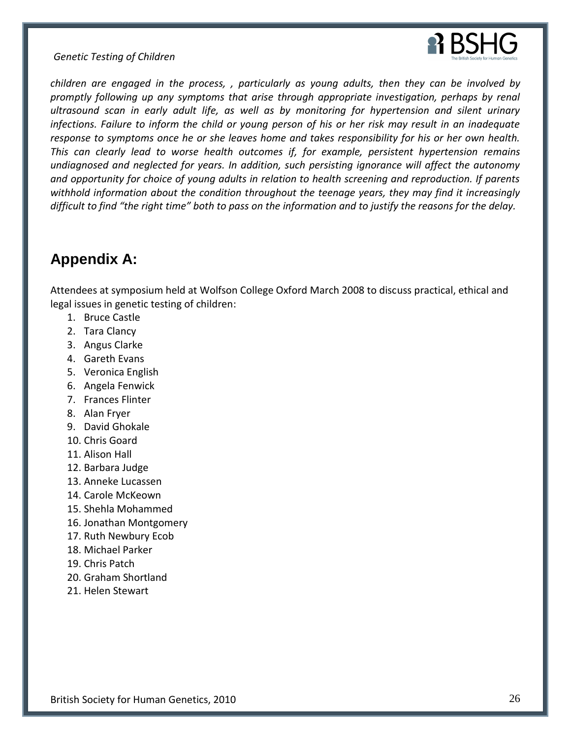*children are engaged in the process, , particularly as young adults, then they can be involved by promptly following up any symptoms that arise through appropriate investigation, perhaps by renal ultrasound scan in early adult life, as well as by monitoring for hypertension and silent urinary infections. Failure to inform the child or young person of his or her risk may result in an inadequate response to symptoms once he or she leaves home and takes responsibility for his or her own health. This can clearly lead to worse health outcomes if, for example, persistent hypertension remains undiagnosed and neglected for years. In addition, such persisting ignorance will affect the autonomy and opportunity for choice of young adults in relation to health screening and reproduction. If parents withhold information about the condition throughout the teenage years, they may find it increasingly difficult to find "the right time" both to pass on the information and to justify the reasons for the delay.*

## Appendix A:

Attendees at symposium held at Wolfson College Oxford March 2008 to discuss practical, ethical and legal issues in genetic testing of children:

1. Bruce Castle
2. Tara Clancy
3. Angus Clarke
4. Gareth Evans
5. Veronica English
6. Angela Fenwick
7. Frances Flinter
8. Alan Fryer
9. David Ghokale
10. Chris Goard
11. Alison Hall
12. Barbara Judge
13. Anneke Lucassen
14. Carole McKeown
15. Shehla Mohammed
16. Jonathan Montgomery
17. Ruth Newbury Ecob
18. Michael Parker
19. Chris Patch
20. Graham Shortland
21. Helen Stewart